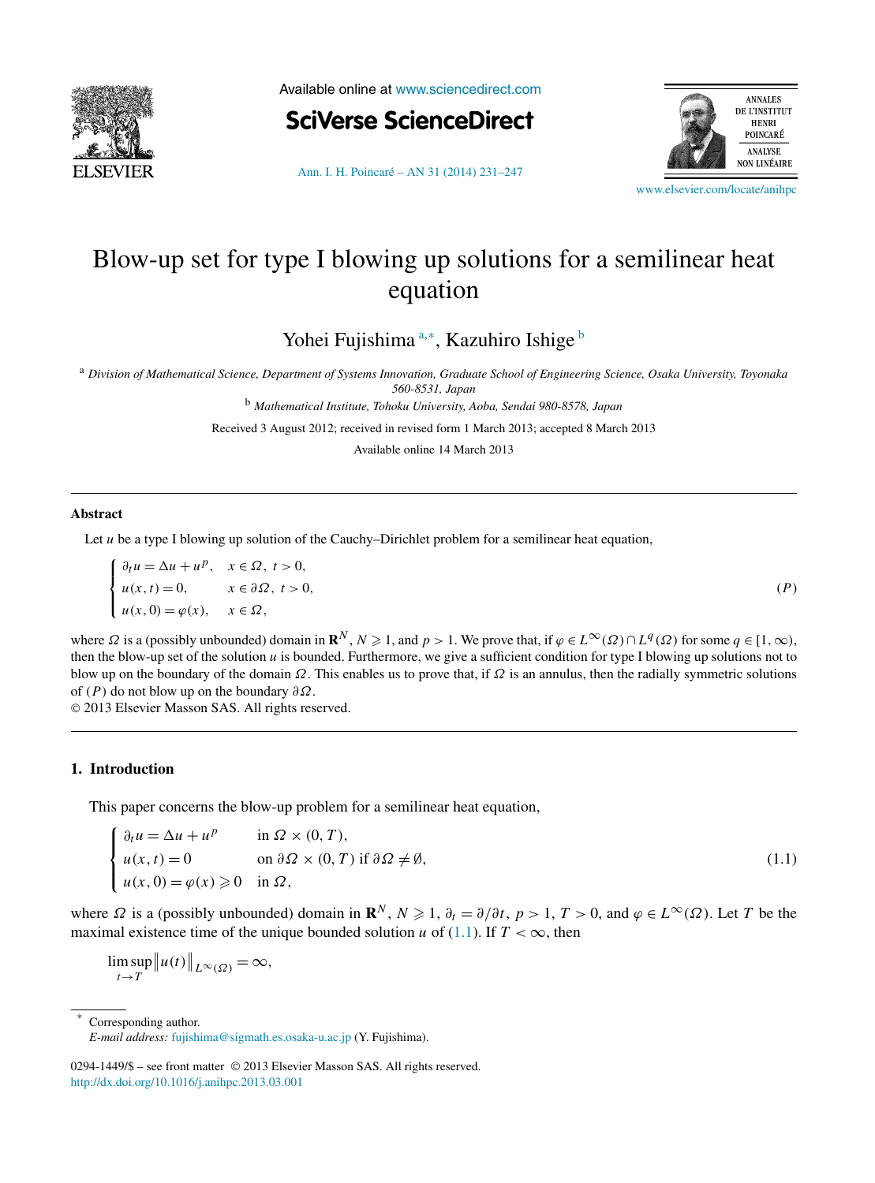# Blow-up set for type I blowing up solutions for a semilinear heat equation

Yohei Fujishima [a,*], Kazuhiro Ishige [b]

[a] *Division of Mathematical Science, Department of Systems Innovation, Graduate School of Engineering Science, Osaka University, Toyonaka 560-8531, Japan*

[b] *Mathematical Institute, Tohoku University, Aoba, Sendai 980-8578, Japan*

Received 3 August 2012; received in revised form 1 March 2013; accepted 8 March 2013

Available online 14 March 2013

---

## Abstract

Let $u$ be a type I blowing up solution of the Cauchy–Dirichlet problem for a semilinear heat equation,

$$\begin{cases} \partial_t u = \Delta u + u^p, & x \in \Omega,\ t > 0, \\ u(x,t) = 0, & x \in \partial\Omega,\ t > 0, \\ u(x,0) = \varphi(x), & x \in \Omega, \end{cases} \tag{$P$}$$

where $\Omega$ is a (possibly unbounded) domain in $\mathbf{R}^N$, $N \geqslant 1$, and $p > 1$. We prove that, if $\varphi \in L^\infty(\Omega) \cap L^q(\Omega)$ for some $q \in [1, \infty)$, then the blow-up set of the solution $u$ is bounded. Furthermore, we give a sufficient condition for type I blowing up solutions not to blow up on the boundary of the domain $\Omega$. This enables us to prove that, if $\Omega$ is an annulus, then the radially symmetric solutions of $(P)$ do not blow up on the boundary $\partial\Omega$.

© 2013 Elsevier Masson SAS. All rights reserved.

---

## 1. Introduction

This paper concerns the blow-up problem for a semilinear heat equation,

$$\begin{cases} \partial_t u = \Delta u + u^p & \text{in } \Omega \times (0,T), \\ u(x,t) = 0 & \text{on } \partial\Omega \times (0,T) \text{ if } \partial\Omega \neq \emptyset, \\ u(x,0) = \varphi(x) \geqslant 0 & \text{in } \Omega, \end{cases} \tag{1.1}$$

where $\Omega$ is a (possibly unbounded) domain in $\mathbf{R}^N$, $N \geqslant 1$, $\partial_t = \partial/\partial t$, $p > 1$, $T > 0$, and $\varphi \in L^\infty(\Omega)$. Let $T$ be the maximal existence time of the unique bounded solution $u$ of (1.1). If $T < \infty$, then

$$\limsup_{t \to T} \|u(t)\|_{L^\infty(\Omega)} = \infty,$$

---

\* Corresponding author.

*E-mail address:* fujishima@sigmath.es.osaka-u.ac.jp (Y. Fujishima).

0294-1449/\$ – see front matter © 2013 Elsevier Masson SAS. All rights reserved.

http://dx.doi.org/10.1016/j.anihpc.2013.03.001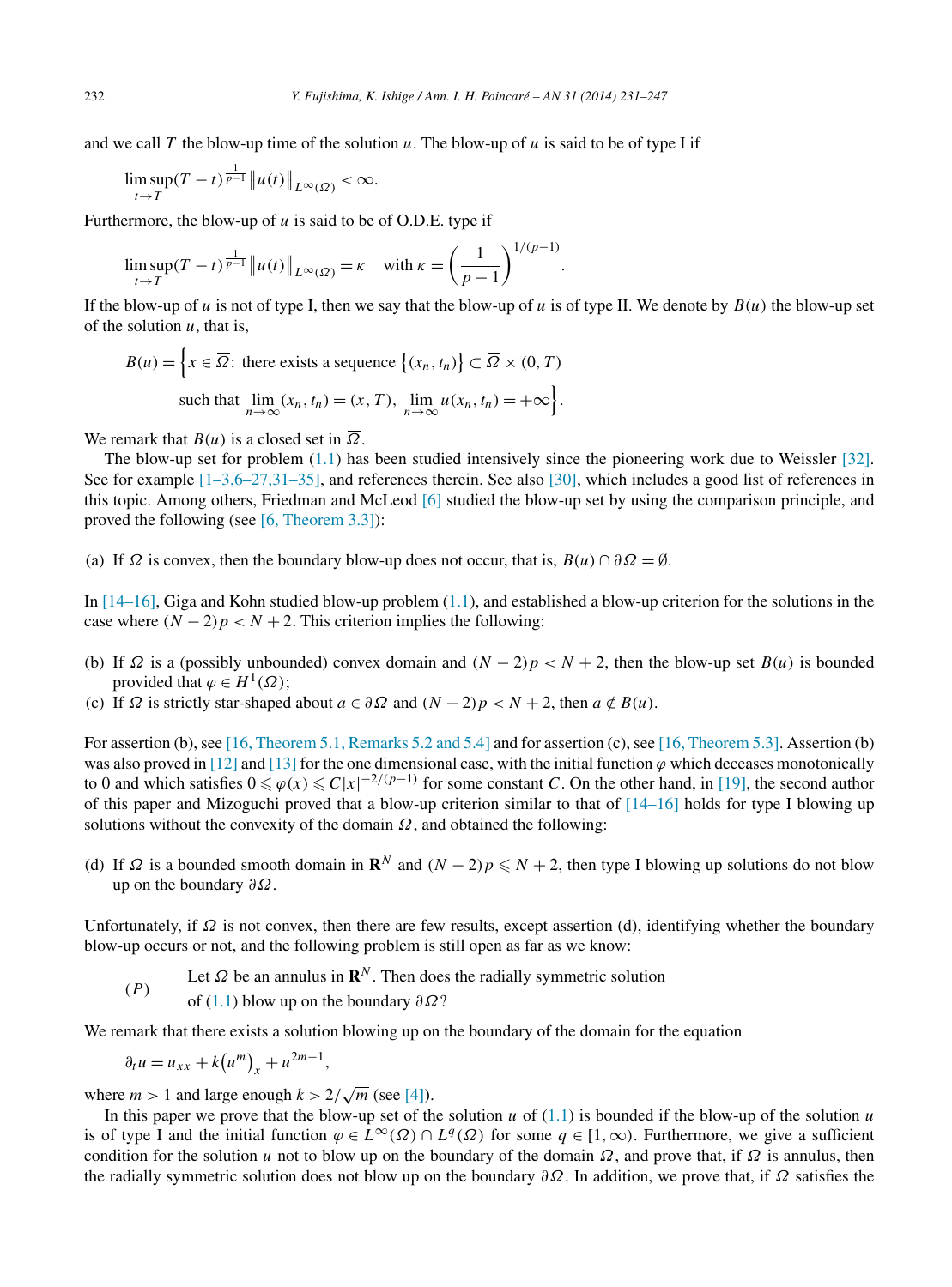and we call $T$ the blow-up time of the solution $u$. The blow-up of $u$ is said to be of type I if

$$\limsup_{t\to T}(T-t)^{\frac{1}{p-1}}\|u(t)\|_{L^\infty(\Omega)}<\infty.$$

Furthermore, the blow-up of $u$ is said to be of O.D.E. type if

$$\limsup_{t\to T}(T-t)^{\frac{1}{p-1}}\|u(t)\|_{L^\infty(\Omega)}=\kappa \quad \text{with } \kappa=\left(\frac{1}{p-1}\right)^{1/(p-1)}.$$

If the blow-up of $u$ is not of type I, then we say that the blow-up of $u$ is of type II. We denote by $B(u)$ the blow-up set of the solution $u$, that is,

$$B(u)=\Big\{x\in\overline{\Omega}\text{: there exists a sequence } \{(x_n,t_n)\}\subset\overline{\Omega}\times(0,T) \\ \text{such that } \lim_{n\to\infty}(x_n,t_n)=(x,T),\ \lim_{n\to\infty}u(x_n,t_n)=+\infty\Big\}.$$

We remark that $B(u)$ is a closed set in $\overline{\Omega}$.

The blow-up set for problem (1.1) has been studied intensively since the pioneering work due to Weissler [32]. See for example [1–3,6–27,31–35], and references therein. See also [30], which includes a good list of references in this topic. Among others, Friedman and McLeod [6] studied the blow-up set by using the comparison principle, and proved the following (see [6, Theorem 3.3]):

(a) If $\Omega$ is convex, then the boundary blow-up does not occur, that is, $B(u)\cap\partial\Omega=\emptyset$.

In [14–16], Giga and Kohn studied blow-up problem (1.1), and established a blow-up criterion for the solutions in the case where $(N-2)p<N+2$. This criterion implies the following:

(b) If $\Omega$ is a (possibly unbounded) convex domain and $(N-2)p<N+2$, then the blow-up set $B(u)$ is bounded provided that $\varphi\in H^1(\Omega)$;
(c) If $\Omega$ is strictly star-shaped about $a\in\partial\Omega$ and $(N-2)p<N+2$, then $a\notin B(u)$.

For assertion (b), see [16, Theorem 5.1, Remarks 5.2 and 5.4] and for assertion (c), see [16, Theorem 5.3]. Assertion (b) was also proved in [12] and [13] for the one dimensional case, with the initial function $\varphi$ which deceases monotonically to 0 and which satisfies $0\leqslant\varphi(x)\leqslant C|x|^{-2/(p-1)}$ for some constant $C$. On the other hand, in [19], the second author of this paper and Mizoguchi proved that a blow-up criterion similar to that of [14–16] holds for type I blowing up solutions without the convexity of the domain $\Omega$, and obtained the following:

(d) If $\Omega$ is a bounded smooth domain in $\mathbf{R}^N$ and $(N-2)p\leqslant N+2$, then type I blowing up solutions do not blow up on the boundary $\partial\Omega$.

Unfortunately, if $\Omega$ is not convex, then there are few results, except assertion (d), identifying whether the boundary blow-up occurs or not, and the following problem is still open as far as we know:

$(P)$ Let $\Omega$ be an annulus in $\mathbf{R}^N$. Then does the radially symmetric solution of (1.1) blow up on the boundary $\partial\Omega$?

We remark that there exists a solution blowing up on the boundary of the domain for the equation

$$\partial_t u=u_{xx}+k\big(u^m\big)_x+u^{2m-1},$$

where $m>1$ and large enough $k>2/\sqrt{m}$ (see [4]).

In this paper we prove that the blow-up set of the solution $u$ of (1.1) is bounded if the blow-up of the solution $u$ is of type I and the initial function $\varphi\in L^\infty(\Omega)\cap L^q(\Omega)$ for some $q\in[1,\infty)$. Furthermore, we give a sufficient condition for the solution $u$ not to blow up on the boundary of the domain $\Omega$, and prove that, if $\Omega$ is annulus, then the radially symmetric solution does not blow up on the boundary $\partial\Omega$. In addition, we prove that, if $\Omega$ satisfies the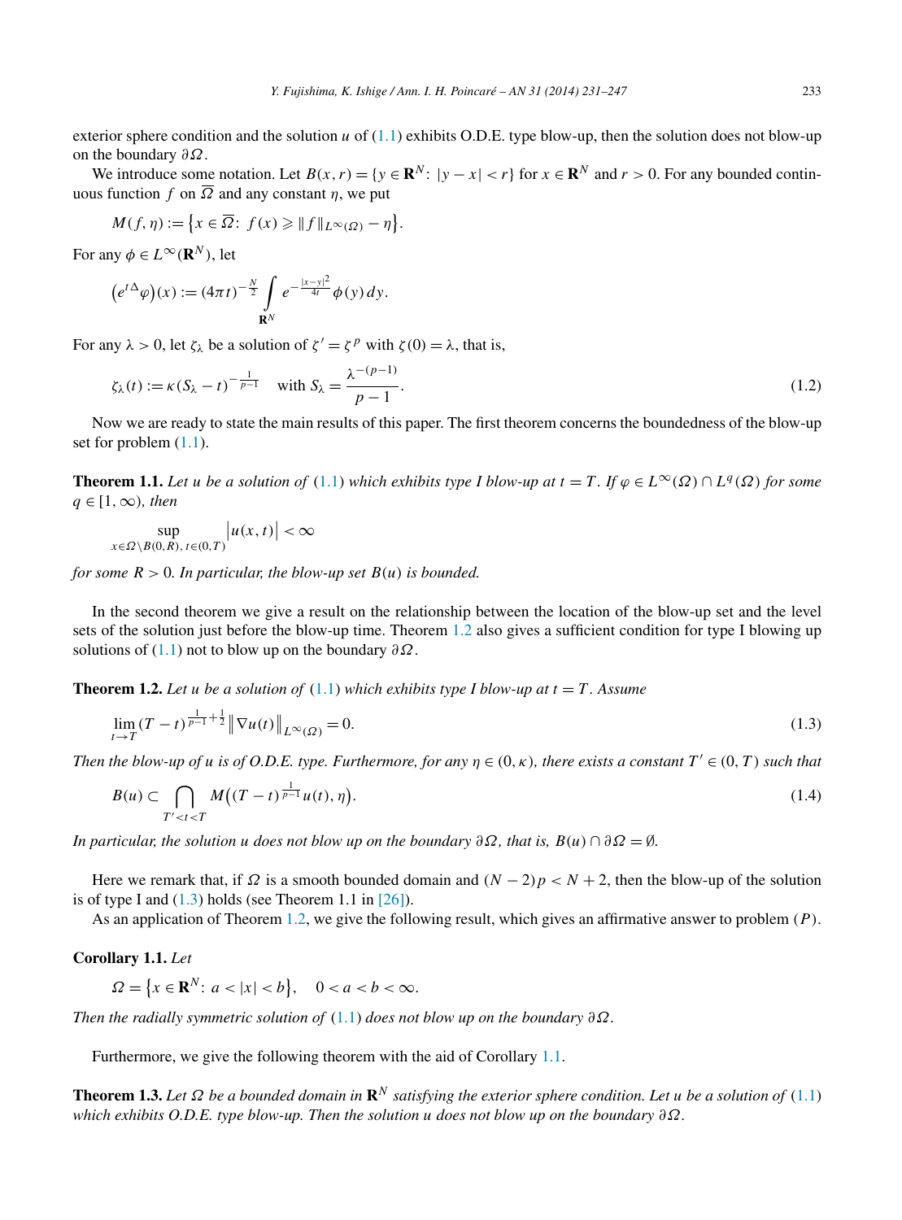exterior sphere condition and the solution $u$ of (1.1) exhibits O.D.E. type blow-up, then the solution does not blow-up on the boundary $\partial\Omega$.

We introduce some notation. Let $B(x,r) = \{y \in \mathbf{R}^N\colon |y-x| < r\}$ for $x \in \mathbf{R}^N$ and $r > 0$. For any bounded continuous function $f$ on $\overline{\Omega}$ and any constant $\eta$, we put

$$M(f,\eta) := \big\{x \in \overline{\Omega}\colon f(x) \geqslant \|f\|_{L^\infty(\Omega)} - \eta\big\}.$$

For any $\phi \in L^\infty(\mathbf{R}^N)$, let

$$\big(e^{t\Delta}\varphi\big)(x) := (4\pi t)^{-\frac{N}{2}} \int_{\mathbf{R}^N} e^{-\frac{|x-y|^2}{4t}} \phi(y)\, dy.$$

For any $\lambda > 0$, let $\zeta_\lambda$ be a solution of $\zeta' = \zeta^p$ with $\zeta(0) = \lambda$, that is,

$$\zeta_\lambda(t) := \kappa(S_\lambda - t)^{-\frac{1}{p-1}} \quad \text{with } S_\lambda = \frac{\lambda^{-(p-1)}}{p-1}. \tag{1.2}$$

Now we are ready to state the main results of this paper. The first theorem concerns the boundedness of the blow-up set for problem (1.1).

**Theorem 1.1.** *Let $u$ be a solution of* (1.1) *which exhibits type I blow-up at $t = T$. If $\varphi \in L^\infty(\Omega) \cap L^q(\Omega)$ for some $q \in [1,\infty)$, then*

$$\sup_{x \in \Omega \setminus B(0,R),\, t \in (0,T)} \big|u(x,t)\big| < \infty$$

*for some $R > 0$. In particular, the blow-up set $B(u)$ is bounded.*

In the second theorem we give a result on the relationship between the location of the blow-up set and the level sets of the solution just before the blow-up time. Theorem 1.2 also gives a sufficient condition for type I blowing up solutions of (1.1) not to blow up on the boundary $\partial\Omega$.

**Theorem 1.2.** *Let $u$ be a solution of* (1.1) *which exhibits type I blow-up at $t = T$. Assume*

$$\lim_{t \to T} (T-t)^{\frac{1}{p-1}+\frac{1}{2}} \big\|\nabla u(t)\big\|_{L^\infty(\Omega)} = 0. \tag{1.3}$$

*Then the blow-up of $u$ is of O.D.E. type. Furthermore, for any $\eta \in (0,\kappa)$, there exists a constant $T' \in (0,T)$ such that*

$$B(u) \subset \bigcap_{T' < t < T} M\big((T-t)^{\frac{1}{p-1}} u(t), \eta\big). \tag{1.4}$$

*In particular, the solution $u$ does not blow up on the boundary $\partial\Omega$, that is, $B(u) \cap \partial\Omega = \emptyset$.*

Here we remark that, if $\Omega$ is a smooth bounded domain and $(N-2)p < N+2$, then the blow-up of the solution is of type I and (1.3) holds (see Theorem 1.1 in [26]).

As an application of Theorem 1.2, we give the following result, which gives an affirmative answer to problem $(P)$.

**Corollary 1.1.** *Let*

$$\Omega = \big\{x \in \mathbf{R}^N\colon a < |x| < b\big\}, \quad 0 < a < b < \infty.$$

*Then the radially symmetric solution of* (1.1) *does not blow up on the boundary $\partial\Omega$.*

Furthermore, we give the following theorem with the aid of Corollary 1.1.

**Theorem 1.3.** *Let $\Omega$ be a bounded domain in $\mathbf{R}^N$ satisfying the exterior sphere condition. Let $u$ be a solution of* (1.1) *which exhibits O.D.E. type blow-up. Then the solution $u$ does not blow up on the boundary $\partial\Omega$.*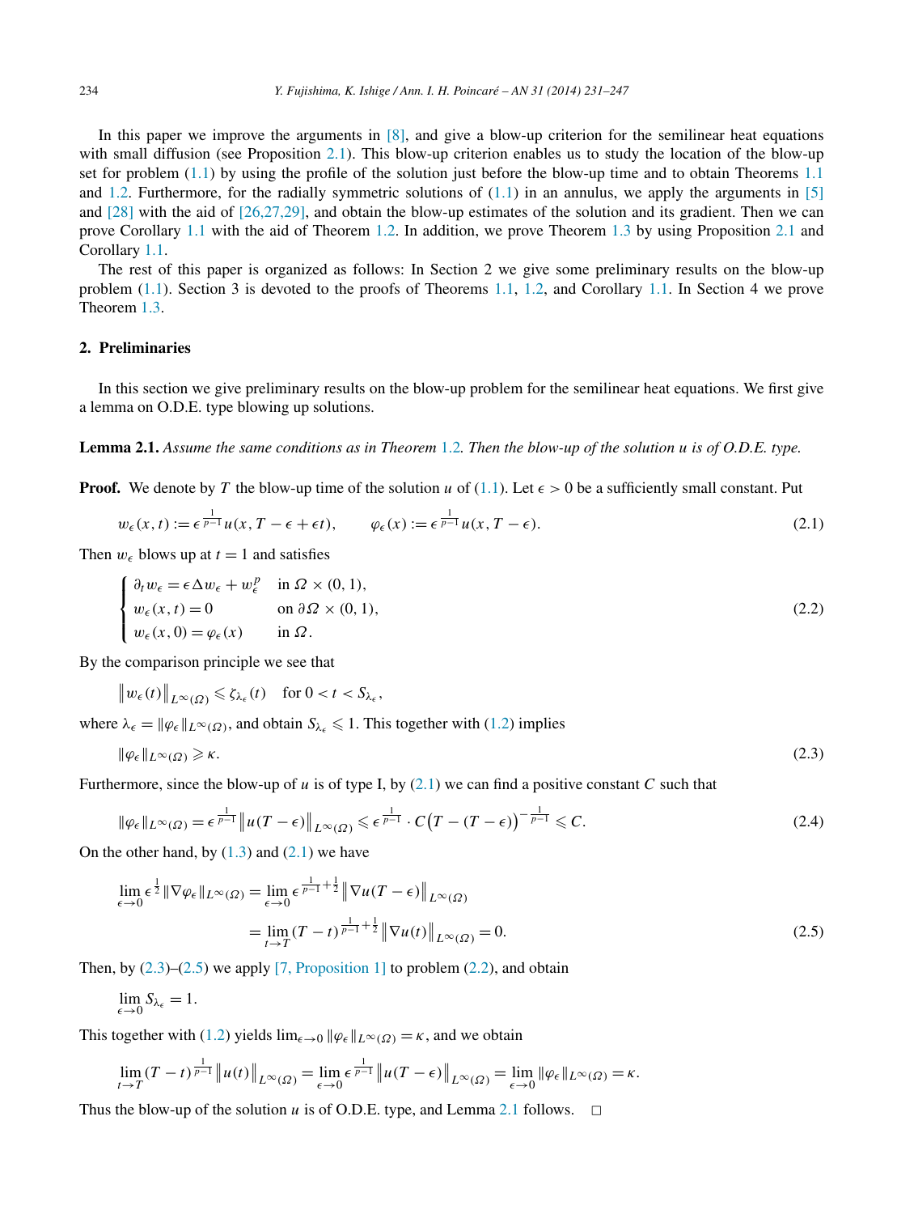In this paper we improve the arguments in [8], and give a blow-up criterion for the semilinear heat equations with small diffusion (see Proposition 2.1). This blow-up criterion enables us to study the location of the blow-up set for problem (1.1) by using the profile of the solution just before the blow-up time and to obtain Theorems 1.1 and 1.2. Furthermore, for the radially symmetric solutions of (1.1) in an annulus, we apply the arguments in [5] and [28] with the aid of [26,27,29], and obtain the blow-up estimates of the solution and its gradient. Then we can prove Corollary 1.1 with the aid of Theorem 1.2. In addition, we prove Theorem 1.3 by using Proposition 2.1 and Corollary 1.1.

The rest of this paper is organized as follows: In Section 2 we give some preliminary results on the blow-up problem (1.1). Section 3 is devoted to the proofs of Theorems 1.1, 1.2, and Corollary 1.1. In Section 4 we prove Theorem 1.3.

## 2. Preliminaries

In this section we give preliminary results on the blow-up problem for the semilinear heat equations. We first give a lemma on O.D.E. type blowing up solutions.

**Lemma 2.1.** *Assume the same conditions as in Theorem 1.2. Then the blow-up of the solution $u$ is of O.D.E. type.*

**Proof.** We denote by $T$ the blow-up time of the solution $u$ of (1.1). Let $\epsilon > 0$ be a sufficiently small constant. Put

$$w_\epsilon(x,t) := \epsilon^{\frac{1}{p-1}} u(x, T - \epsilon + \epsilon t), \qquad \varphi_\epsilon(x) := \epsilon^{\frac{1}{p-1}} u(x, T - \epsilon). \tag{2.1}$$

Then $w_\epsilon$ blows up at $t = 1$ and satisfies

$$\begin{cases} \partial_t w_\epsilon = \epsilon \Delta w_\epsilon + w_\epsilon^p & \text{in } \Omega \times (0,1), \\ w_\epsilon(x,t) = 0 & \text{on } \partial\Omega \times (0,1), \\ w_\epsilon(x,0) = \varphi_\epsilon(x) & \text{in } \Omega. \end{cases} \tag{2.2}$$

By the comparison principle we see that

$$\left\| w_\epsilon(t) \right\|_{L^\infty(\Omega)} \leqslant \zeta_{\lambda_\epsilon}(t) \quad \text{for } 0 < t < S_{\lambda_\epsilon},$$

where $\lambda_\epsilon = \|\varphi_\epsilon\|_{L^\infty(\Omega)}$, and obtain $S_{\lambda_\epsilon} \leqslant 1$. This together with (1.2) implies

$$\|\varphi_\epsilon\|_{L^\infty(\Omega)} \geqslant \kappa. \tag{2.3}$$

Furthermore, since the blow-up of $u$ is of type I, by (2.1) we can find a positive constant $C$ such that

$$\|\varphi_\epsilon\|_{L^\infty(\Omega)} = \epsilon^{\frac{1}{p-1}} \left\| u(T-\epsilon) \right\|_{L^\infty(\Omega)} \leqslant \epsilon^{\frac{1}{p-1}} \cdot C\big(T - (T-\epsilon)\big)^{-\frac{1}{p-1}} \leqslant C. \tag{2.4}$$

On the other hand, by (1.3) and (2.1) we have

$$\begin{aligned} \lim_{\epsilon \to 0} \epsilon^{\frac{1}{2}} \|\nabla \varphi_\epsilon\|_{L^\infty(\Omega)} &= \lim_{\epsilon \to 0} \epsilon^{\frac{1}{p-1}+\frac{1}{2}} \left\| \nabla u(T-\epsilon) \right\|_{L^\infty(\Omega)} \\ &= \lim_{t \to T} (T-t)^{\frac{1}{p-1}+\frac{1}{2}} \left\| \nabla u(t) \right\|_{L^\infty(\Omega)} = 0. \end{aligned} \tag{2.5}$$

Then, by (2.3)–(2.5) we apply [7, Proposition 1] to problem (2.2), and obtain

$$\lim_{\epsilon \to 0} S_{\lambda_\epsilon} = 1.$$

This together with (1.2) yields $\lim_{\epsilon \to 0} \|\varphi_\epsilon\|_{L^\infty(\Omega)} = \kappa$, and we obtain

$$\lim_{t \to T} (T-t)^{\frac{1}{p-1}} \left\| u(t) \right\|_{L^\infty(\Omega)} = \lim_{\epsilon \to 0} \epsilon^{\frac{1}{p-1}} \left\| u(T-\epsilon) \right\|_{L^\infty(\Omega)} = \lim_{\epsilon \to 0} \|\varphi_\epsilon\|_{L^\infty(\Omega)} = \kappa.$$

Thus the blow-up of the solution $u$ is of O.D.E. type, and Lemma 2.1 follows. $\square$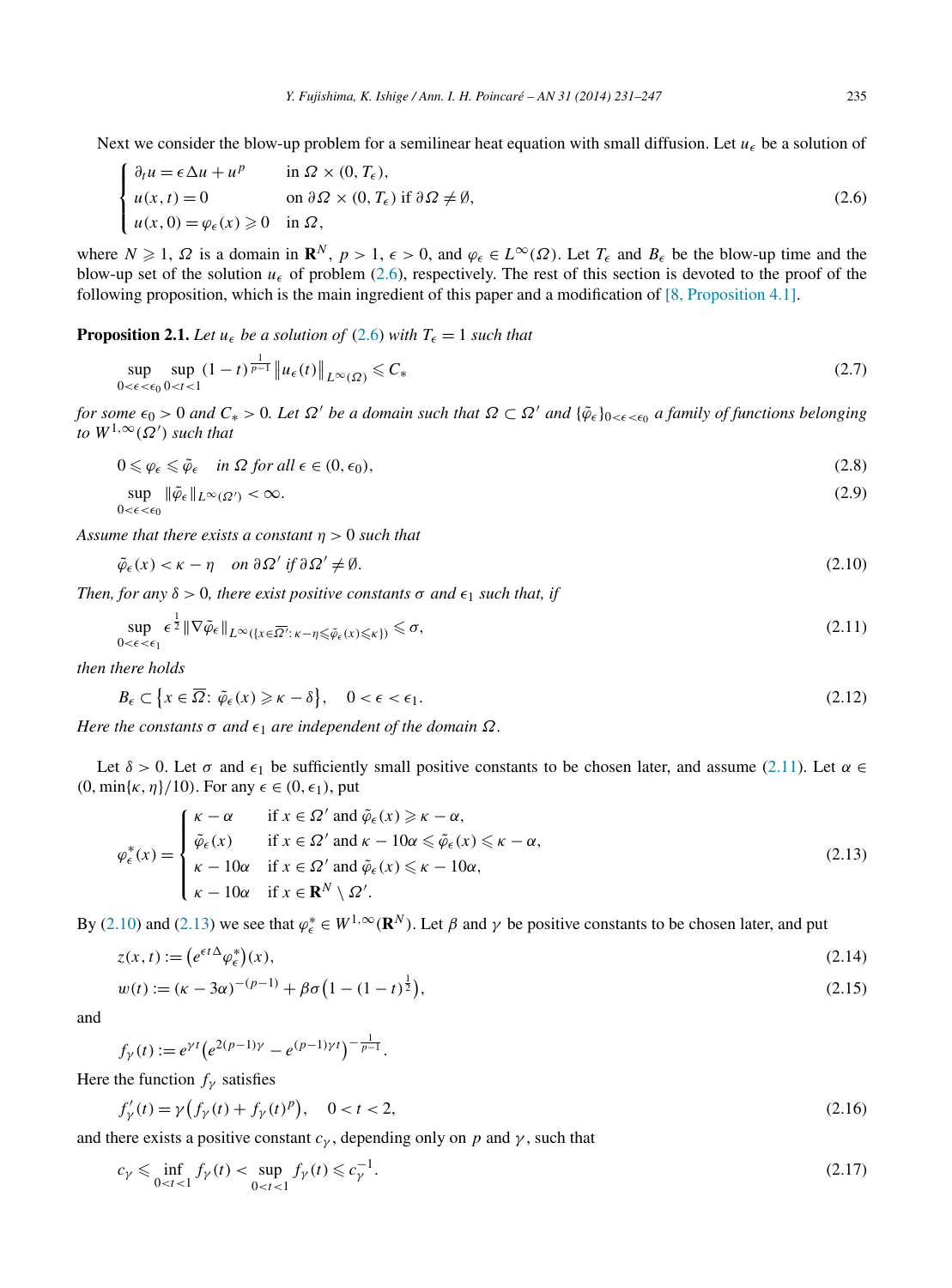Next we consider the blow-up problem for a semilinear heat equation with small diffusion. Let $u_\epsilon$ be a solution of

$$
\begin{cases}
\partial_t u = \epsilon \Delta u + u^p & \text{in } \Omega \times (0, T_\epsilon), \\
u(x,t) = 0 & \text{on } \partial\Omega \times (0, T_\epsilon) \text{ if } \partial\Omega \neq \emptyset, \\
u(x,0) = \varphi_\epsilon(x) \geqslant 0 & \text{in } \Omega,
\end{cases}
\tag{2.6}
$$

where $N \geqslant 1$, $\Omega$ is a domain in $\mathbf{R}^N$, $p > 1$, $\epsilon > 0$, and $\varphi_\epsilon \in L^\infty(\Omega)$. Let $T_\epsilon$ and $B_\epsilon$ be the blow-up time and the blow-up set of the solution $u_\epsilon$ of problem (2.6), respectively. The rest of this section is devoted to the proof of the following proposition, which is the main ingredient of this paper and a modification of [8, Proposition 4.1].

**Proposition 2.1.** *Let $u_\epsilon$ be a solution of (2.6) with $T_\epsilon = 1$ such that*

$$
\sup_{0<\epsilon<\epsilon_0} \sup_{0<t<1} (1-t)^{\frac{1}{p-1}} \left\| u_\epsilon(t) \right\|_{L^\infty(\Omega)} \leqslant C_*
\tag{2.7}
$$

*for some $\epsilon_0 > 0$ and $C_* > 0$. Let $\Omega'$ be a domain such that $\Omega \subset \Omega'$ and $\{\tilde{\varphi}_\epsilon\}_{0<\epsilon<\epsilon_0}$ a family of functions belonging to $W^{1,\infty}(\Omega')$ such that*

$$
0 \leqslant \varphi_\epsilon \leqslant \tilde{\varphi}_\epsilon \quad \text{in } \Omega \text{ for all } \epsilon \in (0, \epsilon_0),
\tag{2.8}
$$

$$
\sup_{0<\epsilon<\epsilon_0} \|\tilde{\varphi}_\epsilon\|_{L^\infty(\Omega')} < \infty.
\tag{2.9}
$$

*Assume that there exists a constant $\eta > 0$ such that*

$$
\tilde{\varphi}_\epsilon(x) < \kappa - \eta \quad \text{on } \partial\Omega' \text{ if } \partial\Omega' \neq \emptyset.
\tag{2.10}
$$

*Then, for any $\delta > 0$, there exist positive constants $\sigma$ and $\epsilon_1$ such that, if*

$$
\sup_{0<\epsilon<\epsilon_1} \epsilon^{\frac{1}{2}} \|\nabla \tilde{\varphi}_\epsilon\|_{L^\infty(\{x \in \overline{\Omega'}:\, \kappa - \eta \leqslant \tilde{\varphi}_\epsilon(x) \leqslant \kappa\})} \leqslant \sigma,
\tag{2.11}
$$

*then there holds*

$$
B_\epsilon \subset \left\{ x \in \overline{\Omega}:\ \tilde{\varphi}_\epsilon(x) \geqslant \kappa - \delta \right\}, \quad 0 < \epsilon < \epsilon_1.
\tag{2.12}
$$

*Here the constants $\sigma$ and $\epsilon_1$ are independent of the domain $\Omega$.*

Let $\delta > 0$. Let $\sigma$ and $\epsilon_1$ be sufficiently small positive constants to be chosen later, and assume (2.11). Let $\alpha \in (0, \min\{\kappa, \eta\}/10)$. For any $\epsilon \in (0, \epsilon_1)$, put

$$
\varphi_\epsilon^*(x) =
\begin{cases}
\kappa - \alpha & \text{if } x \in \Omega' \text{ and } \tilde{\varphi}_\epsilon(x) \geqslant \kappa - \alpha, \\
\tilde{\varphi}_\epsilon(x) & \text{if } x \in \Omega' \text{ and } \kappa - 10\alpha \leqslant \tilde{\varphi}_\epsilon(x) \leqslant \kappa - \alpha, \\
\kappa - 10\alpha & \text{if } x \in \Omega' \text{ and } \tilde{\varphi}_\epsilon(x) \leqslant \kappa - 10\alpha, \\
\kappa - 10\alpha & \text{if } x \in \mathbf{R}^N \setminus \Omega'.
\end{cases}
\tag{2.13}
$$

By (2.10) and (2.13) we see that $\varphi_\epsilon^* \in W^{1,\infty}(\mathbf{R}^N)$. Let $\beta$ and $\gamma$ be positive constants to be chosen later, and put

$$
z(x,t) := \left(e^{\epsilon t \Delta} \varphi_\epsilon^*\right)(x),
\tag{2.14}
$$

$$
w(t) := (\kappa - 3\alpha)^{-(p-1)} + \beta\sigma\left(1 - (1-t)^{\frac{1}{2}}\right),
\tag{2.15}
$$

and

$$
f_\gamma(t) := e^{\gamma t}\left(e^{2(p-1)\gamma} - e^{(p-1)\gamma t}\right)^{-\frac{1}{p-1}}.
$$

Here the function $f_\gamma$ satisfies

$$
f_\gamma'(t) = \gamma\left(f_\gamma(t) + f_\gamma(t)^p\right), \quad 0 < t < 2,
\tag{2.16}
$$

and there exists a positive constant $c_\gamma$, depending only on $p$ and $\gamma$, such that

$$
c_\gamma \leqslant \inf_{0<t<1} f_\gamma(t) < \sup_{0<t<1} f_\gamma(t) \leqslant c_\gamma^{-1}.
\tag{2.17}
$$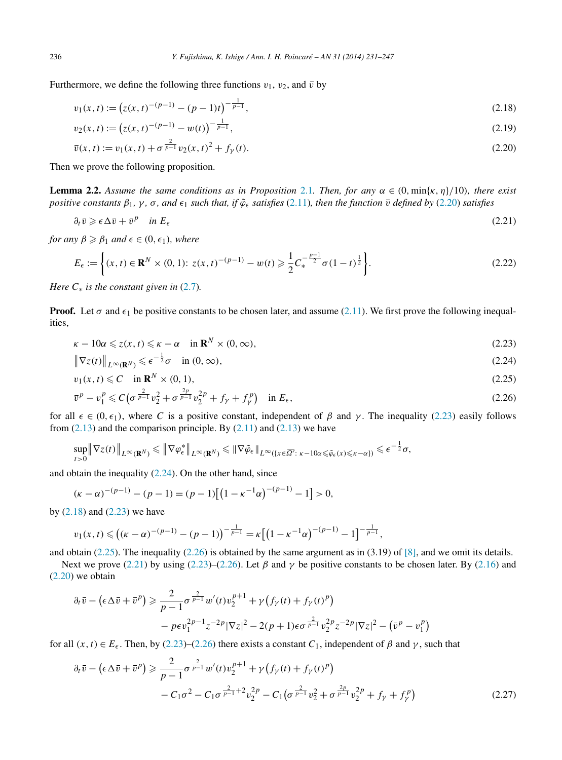Furthermore, we define the following three functions $v_1$, $v_2$, and $\bar{v}$ by

$$v_1(x,t) := \big(z(x,t)^{-(p-1)} - (p-1)t\big)^{-\frac{1}{p-1}}, \tag{2.18}$$

$$v_2(x,t) := \big(z(x,t)^{-(p-1)} - w(t)\big)^{-\frac{1}{p-1}}, \tag{2.19}$$

$$\bar{v}(x,t) := v_1(x,t) + \sigma^{\frac{2}{p-1}} v_2(x,t)^2 + f_\gamma(t). \tag{2.20}$$

Then we prove the following proposition.

**Lemma 2.2.** *Assume the same conditions as in Proposition 2.1. Then, for any $\alpha \in (0, \min\{\kappa,\eta\}/10)$, there exist positive constants $\beta_1$, $\gamma$, $\sigma$, and $\epsilon_1$ such that, if $\tilde{\varphi}_\epsilon$ satisfies (2.11), then the function $\bar{v}$ defined by (2.20) satisfies*

$$\partial_t \bar{v} \geqslant \epsilon \Delta \bar{v} + \bar{v}^p \quad \text{in } E_\epsilon \tag{2.21}$$

*for any $\beta \geqslant \beta_1$ and $\epsilon \in (0, \epsilon_1)$, where*

$$E_\epsilon := \left\{ (x,t) \in \mathbf{R}^N \times (0,1):\ z(x,t)^{-(p-1)} - w(t) \geqslant \frac{1}{2} C_*^{-\frac{p-1}{2}} \sigma (1-t)^{\frac{1}{2}} \right\}. \tag{2.22}$$

*Here $C_*$ is the constant given in (2.7).*

**Proof.** Let $\sigma$ and $\epsilon_1$ be positive constants to be chosen later, and assume (2.11). We first prove the following inequalities,

$$\kappa - 10\alpha \leqslant z(x,t) \leqslant \kappa - \alpha \quad \text{in } \mathbf{R}^N \times (0,\infty), \tag{2.23}$$

$$\big\|\nabla z(t)\big\|_{L^\infty(\mathbf{R}^N)} \leqslant \epsilon^{-\frac{1}{2}} \sigma \quad \text{in } (0,\infty), \tag{2.24}$$

$$v_1(x,t) \leqslant C \quad \text{in } \mathbf{R}^N \times (0,1), \tag{2.25}$$

$$\bar{v}^p - v_1^p \leqslant C\big(\sigma^{\frac{2}{p-1}} v_2^2 + \sigma^{\frac{2p}{p-1}} v_2^{2p} + f_\gamma + f_\gamma^p\big) \quad \text{in } E_\epsilon, \tag{2.26}$$

for all $\epsilon \in (0, \epsilon_1)$, where $C$ is a positive constant, independent of $\beta$ and $\gamma$. The inequality (2.23) easily follows from (2.13) and the comparison principle. By (2.11) and (2.13) we have

$$\sup_{t>0} \big\|\nabla z(t)\big\|_{L^\infty(\mathbf{R}^N)} \leqslant \big\|\nabla \varphi_\epsilon^*\big\|_{L^\infty(\mathbf{R}^N)} \leqslant \|\nabla \tilde{\varphi}_\epsilon\|_{L^\infty(\{x \in \overline{\Omega'}:\ \kappa - 10\alpha \leqslant \tilde{\varphi}_\epsilon(x) \leqslant \kappa - \alpha\})} \leqslant \epsilon^{-\frac{1}{2}} \sigma,$$

and obtain the inequality (2.24). On the other hand, since

$$(\kappa - \alpha)^{-(p-1)} - (p-1) = (p-1)\big[\big(1 - \kappa^{-1}\alpha\big)^{-(p-1)} - 1\big] > 0,$$

by (2.18) and (2.23) we have

$$v_1(x,t) \leqslant \big((\kappa - \alpha)^{-(p-1)} - (p-1)\big)^{-\frac{1}{p-1}} = \kappa\big[\big(1 - \kappa^{-1}\alpha\big)^{-(p-1)} - 1\big]^{-\frac{1}{p-1}},$$

and obtain (2.25). The inequality (2.26) is obtained by the same argument as in (3.19) of [8], and we omit its details.

Next we prove (2.21) by using (2.23)–(2.26). Let $\beta$ and $\gamma$ be positive constants to be chosen later. By (2.16) and (2.20) we obtain

$$\begin{aligned}
\partial_t \bar{v} - \big(\epsilon \Delta \bar{v} + \bar{v}^p\big) \geqslant{}& \frac{2}{p-1} \sigma^{\frac{2}{p-1}} w'(t) v_2^{p+1} + \gamma\big(f_\gamma(t) + f_\gamma(t)^p\big) \\
&- p\epsilon v_1^{2p-1} z^{-2p} |\nabla z|^2 - 2(p+1)\epsilon \sigma^{\frac{2}{p-1}} v_2^{2p} z^{-2p} |\nabla z|^2 - \big(\bar{v}^p - v_1^p\big)
\end{aligned}$$

for all $(x,t) \in E_\epsilon$. Then, by (2.23)–(2.26) there exists a constant $C_1$, independent of $\beta$ and $\gamma$, such that

$$\begin{aligned}
\partial_t \bar{v} - \big(\epsilon \Delta \bar{v} + \bar{v}^p\big) \geqslant{}& \frac{2}{p-1} \sigma^{\frac{2}{p-1}} w'(t) v_2^{p+1} + \gamma\big(f_\gamma(t) + f_\gamma(t)^p\big) \\
&- C_1 \sigma^2 - C_1 \sigma^{\frac{2}{p-1}+2} v_2^{2p} - C_1\big(\sigma^{\frac{2}{p-1}} v_2^2 + \sigma^{\frac{2p}{p-1}} v_2^{2p} + f_\gamma + f_\gamma^p\big)
\end{aligned} \tag{2.27}$$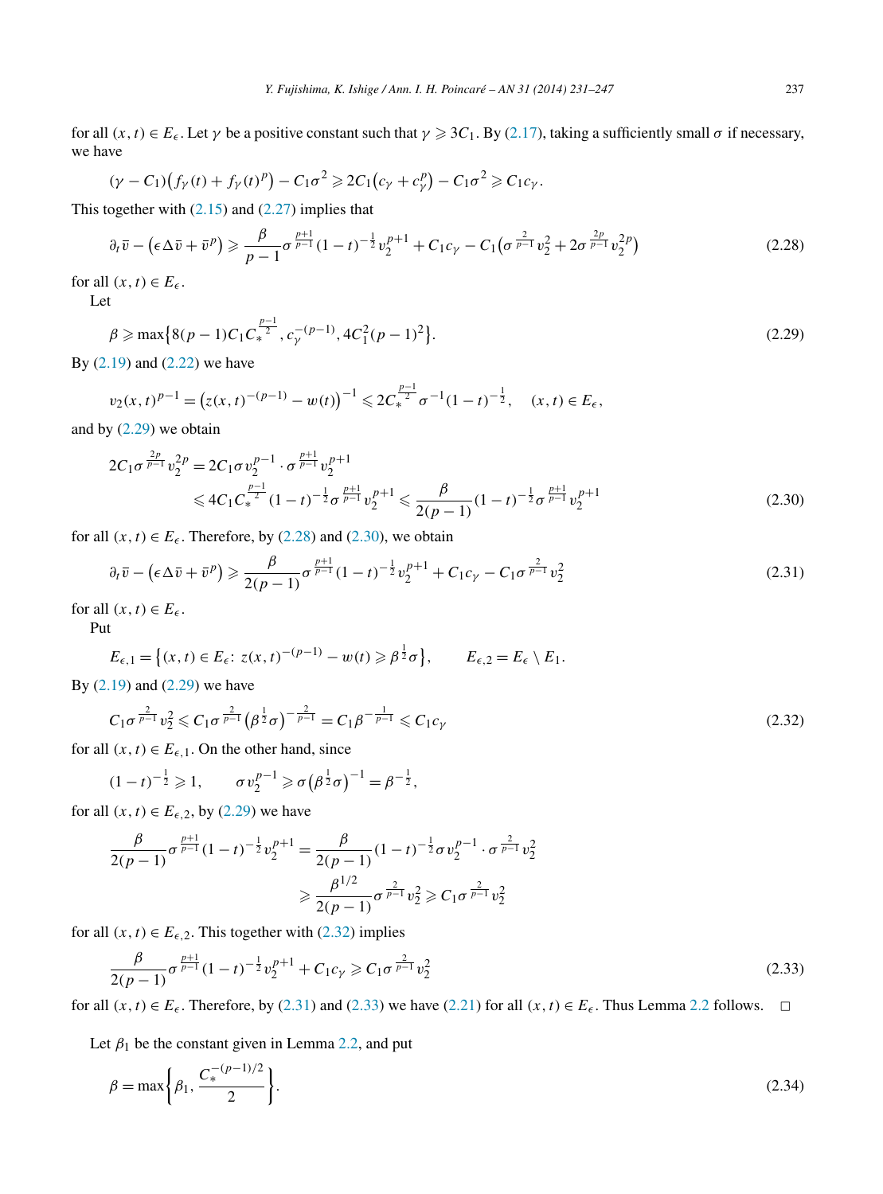for all $(x,t) \in E_\epsilon$. Let $\gamma$ be a positive constant such that $\gamma \geqslant 3C_1$. By (2.17), taking a sufficiently small $\sigma$ if necessary, we have

$$(\gamma - C_1)\big(f_\gamma(t) + f_\gamma(t)^p\big) - C_1\sigma^2 \geqslant 2C_1\big(c_\gamma + c_\gamma^p\big) - C_1\sigma^2 \geqslant C_1 c_\gamma.$$

This together with (2.15) and (2.27) implies that

$$\partial_t \bar{v} - \big(\epsilon\Delta\bar{v} + \bar{v}^p\big) \geqslant \frac{\beta}{p-1}\sigma^{\frac{p+1}{p-1}}(1-t)^{-\frac{1}{2}}v_2^{p+1} + C_1 c_\gamma - C_1\big(\sigma^{\frac{2}{p-1}}v_2^2 + 2\sigma^{\frac{2p}{p-1}}v_2^{2p}\big) \tag{2.28}$$

for all $(x,t) \in E_\epsilon$.

Let

$$\beta \geqslant \max\big\{8(p-1)C_1 C_*^{\frac{p-1}{2}}, c_\gamma^{-(p-1)}, 4C_1^2(p-1)^2\big\}. \tag{2.29}$$

By (2.19) and (2.22) we have

$$v_2(x,t)^{p-1} = \big(z(x,t)^{-(p-1)} - w(t)\big)^{-1} \leqslant 2C_*^{\frac{p-1}{2}}\sigma^{-1}(1-t)^{-\frac{1}{2}}, \quad (x,t) \in E_\epsilon,$$

and by (2.29) we obtain

$$\begin{aligned}
2C_1\sigma^{\frac{2p}{p-1}}v_2^{2p} &= 2C_1\sigma v_2^{p-1}\cdot\sigma^{\frac{p+1}{p-1}}v_2^{p+1} \\
&\leqslant 4C_1 C_*^{\frac{p-1}{2}}(1-t)^{-\frac{1}{2}}\sigma^{\frac{p+1}{p-1}}v_2^{p+1} \leqslant \frac{\beta}{2(p-1)}(1-t)^{-\frac{1}{2}}\sigma^{\frac{p+1}{p-1}}v_2^{p+1}
\end{aligned} \tag{2.30}$$

for all $(x,t) \in E_\epsilon$. Therefore, by (2.28) and (2.30), we obtain

$$\partial_t \bar{v} - \big(\epsilon\Delta\bar{v} + \bar{v}^p\big) \geqslant \frac{\beta}{2(p-1)}\sigma^{\frac{p+1}{p-1}}(1-t)^{-\frac{1}{2}}v_2^{p+1} + C_1 c_\gamma - C_1\sigma^{\frac{2}{p-1}}v_2^2 \tag{2.31}$$

for all $(x,t) \in E_\epsilon$.

Put

$$E_{\epsilon,1} = \big\{(x,t) \in E_\epsilon \colon z(x,t)^{-(p-1)} - w(t) \geqslant \beta^{\frac{1}{2}}\sigma\big\}, \qquad E_{\epsilon,2} = E_\epsilon \setminus E_1.$$

By (2.19) and (2.29) we have

$$C_1\sigma^{\frac{2}{p-1}}v_2^2 \leqslant C_1\sigma^{\frac{2}{p-1}}\big(\beta^{\frac{1}{2}}\sigma\big)^{-\frac{2}{p-1}} = C_1\beta^{-\frac{1}{p-1}} \leqslant C_1 c_\gamma \tag{2.32}$$

for all $(x,t) \in E_{\epsilon,1}$. On the other hand, since

$$(1-t)^{-\frac{1}{2}} \geqslant 1, \qquad \sigma v_2^{p-1} \geqslant \sigma\big(\beta^{\frac{1}{2}}\sigma\big)^{-1} = \beta^{-\frac{1}{2}},$$

for all $(x,t) \in E_{\epsilon,2}$, by (2.29) we have

$$\begin{aligned}
\frac{\beta}{2(p-1)}\sigma^{\frac{p+1}{p-1}}(1-t)^{-\frac{1}{2}}v_2^{p+1} &= \frac{\beta}{2(p-1)}(1-t)^{-\frac{1}{2}}\sigma v_2^{p-1}\cdot\sigma^{\frac{2}{p-1}}v_2^2 \\
&\geqslant \frac{\beta^{1/2}}{2(p-1)}\sigma^{\frac{2}{p-1}}v_2^2 \geqslant C_1\sigma^{\frac{2}{p-1}}v_2^2
\end{aligned}$$

for all $(x,t) \in E_{\epsilon,2}$. This together with (2.32) implies

$$\frac{\beta}{2(p-1)}\sigma^{\frac{p+1}{p-1}}(1-t)^{-\frac{1}{2}}v_2^{p+1} + C_1 c_\gamma \geqslant C_1\sigma^{\frac{2}{p-1}}v_2^2 \tag{2.33}$$

for all $(x,t) \in E_\epsilon$. Therefore, by (2.31) and (2.33) we have (2.21) for all $(x,t) \in E_\epsilon$. Thus Lemma 2.2 follows. □

Let $\beta_1$ be the constant given in Lemma 2.2, and put

$$\beta = \max\left\{\beta_1, \frac{C_*^{-(p-1)/2}}{2}\right\}. \tag{2.34}$$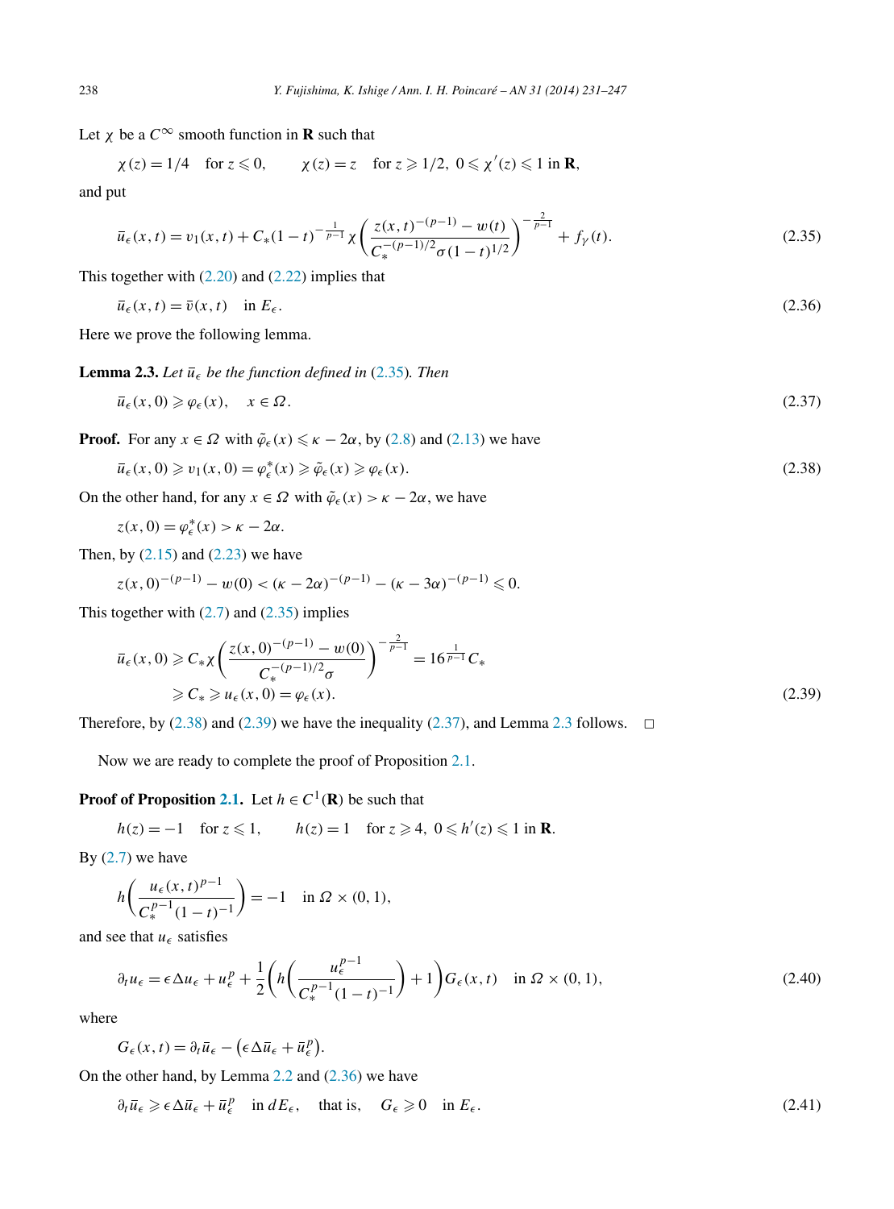Let $\chi$ be a $C^\infty$ smooth function in $\mathbf{R}$ such that

$$\chi(z) = 1/4 \quad \text{for } z \leqslant 0, \qquad \chi(z) = z \quad \text{for } z \geqslant 1/2,\ 0 \leqslant \chi'(z) \leqslant 1 \text{ in } \mathbf{R},$$

and put

$$\bar{u}_\epsilon(x,t) = v_1(x,t) + C_*(1-t)^{-\frac{1}{p-1}} \chi\left( \frac{z(x,t)^{-(p-1)} - w(t)}{C_*^{-(p-1)/2}\sigma(1-t)^{1/2}} \right)^{-\frac{2}{p-1}} + f_\gamma(t). \tag{2.35}$$

This together with (2.20) and (2.22) implies that

$$\bar{u}_\epsilon(x,t) = \bar{v}(x,t) \quad \text{in } E_\epsilon. \tag{2.36}$$

Here we prove the following lemma.

**Lemma 2.3.** *Let $\bar{u}_\epsilon$ be the function defined in (2.35). Then*

$$\bar{u}_\epsilon(x,0) \geqslant \varphi_\epsilon(x), \quad x \in \Omega. \tag{2.37}$$

**Proof.** For any $x \in \Omega$ with $\tilde{\varphi}_\epsilon(x) \leqslant \kappa - 2\alpha$, by (2.8) and (2.13) we have

$$\bar{u}_\epsilon(x,0) \geqslant v_1(x,0) = \varphi_\epsilon^*(x) \geqslant \tilde{\varphi}_\epsilon(x) \geqslant \varphi_\epsilon(x). \tag{2.38}$$

On the other hand, for any $x \in \Omega$ with $\tilde{\varphi}_\epsilon(x) > \kappa - 2\alpha$, we have

$$z(x,0) = \varphi_\epsilon^*(x) > \kappa - 2\alpha.$$

Then, by (2.15) and (2.23) we have

$$z(x,0)^{-(p-1)} - w(0) < (\kappa - 2\alpha)^{-(p-1)} - (\kappa - 3\alpha)^{-(p-1)} \leqslant 0.$$

This together with (2.7) and (2.35) implies

$$\begin{aligned} \bar{u}_\epsilon(x,0) &\geqslant C_* \chi\left( \frac{z(x,0)^{-(p-1)} - w(0)}{C_*^{-(p-1)/2}\sigma} \right)^{-\frac{2}{p-1}} = 16^{\frac{1}{p-1}} C_* \\ &\geqslant C_* \geqslant u_\epsilon(x,0) = \varphi_\epsilon(x). \end{aligned} \tag{2.39}$$

Therefore, by (2.38) and (2.39) we have the inequality (2.37), and Lemma 2.3 follows. $\square$

Now we are ready to complete the proof of Proposition 2.1.

**Proof of Proposition 2.1.** Let $h \in C^1(\mathbf{R})$ be such that

$$h(z) = -1 \quad \text{for } z \leqslant 1, \qquad h(z) = 1 \quad \text{for } z \geqslant 4,\ 0 \leqslant h'(z) \leqslant 1 \text{ in } \mathbf{R}.$$

By (2.7) we have

$$h\left( \frac{u_\epsilon(x,t)^{p-1}}{C_*^{p-1}(1-t)^{-1}} \right) = -1 \quad \text{in } \Omega \times (0,1),$$

and see that $u_\epsilon$ satisfies

$$\partial_t u_\epsilon = \epsilon \Delta u_\epsilon + u_\epsilon^p + \frac{1}{2}\left( h\left( \frac{u_\epsilon^{p-1}}{C_*^{p-1}(1-t)^{-1}} \right) + 1 \right) G_\epsilon(x,t) \quad \text{in } \Omega \times (0,1), \tag{2.40}$$

where

$$G_\epsilon(x,t) = \partial_t \bar{u}_\epsilon - \left( \epsilon \Delta \bar{u}_\epsilon + \bar{u}_\epsilon^p \right).$$

On the other hand, by Lemma 2.2 and (2.36) we have

$$\partial_t \bar{u}_\epsilon \geqslant \epsilon \Delta \bar{u}_\epsilon + \bar{u}_\epsilon^p \quad \text{in } dE_\epsilon, \quad \text{that is,} \quad G_\epsilon \geqslant 0 \quad \text{in } E_\epsilon. \tag{2.41}$$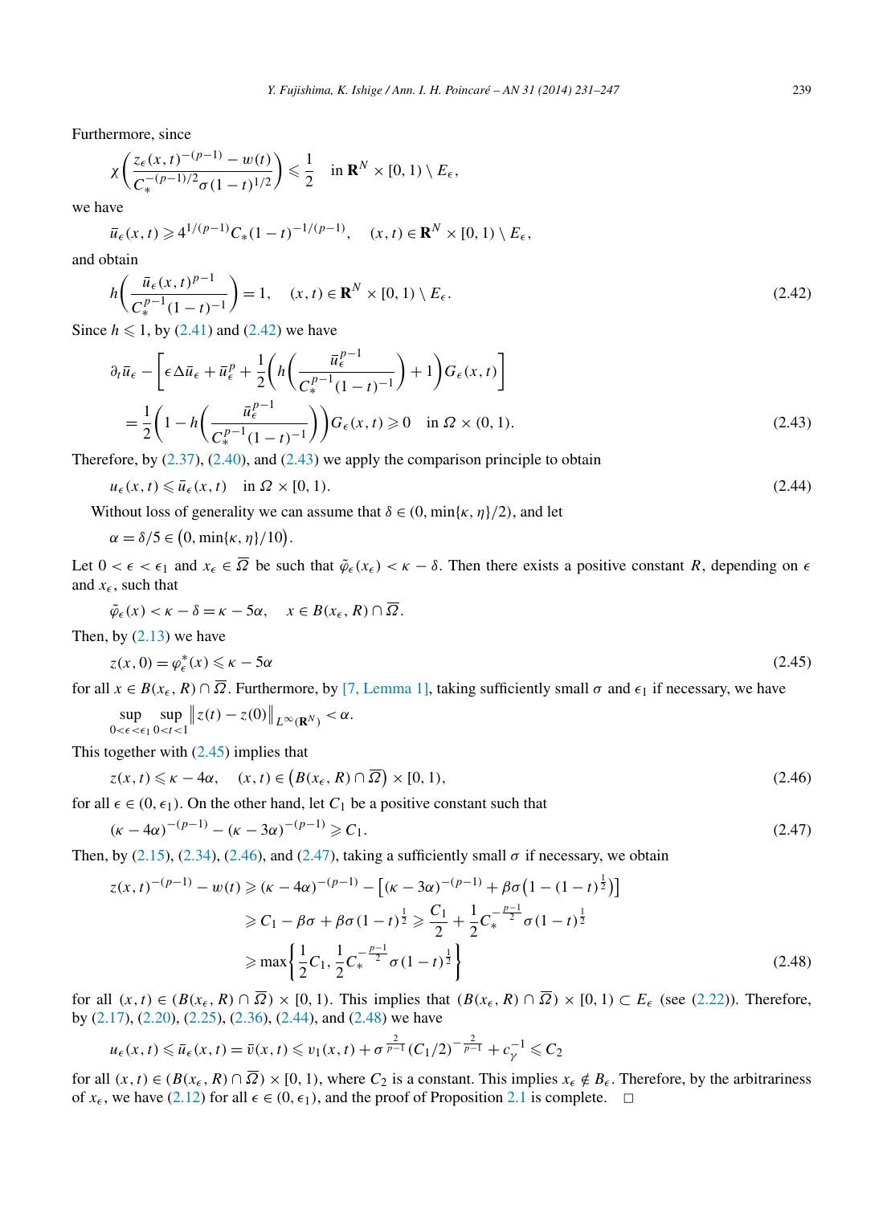Furthermore, since

$$\chi\left(\frac{z_\epsilon(x,t)^{-(p-1)} - w(t)}{C_*^{-(p-1)/2}\sigma(1-t)^{1/2}}\right) \leqslant \frac{1}{2} \quad \text{in } \mathbf{R}^N \times [0,1) \setminus E_\epsilon,$$

we have

$$\bar{u}_\epsilon(x,t) \geqslant 4^{1/(p-1)} C_*(1-t)^{-1/(p-1)}, \quad (x,t) \in \mathbf{R}^N \times [0,1) \setminus E_\epsilon,$$

and obtain

$$h\left(\frac{\bar{u}_\epsilon(x,t)^{p-1}}{C_*^{p-1}(1-t)^{-1}}\right) = 1, \quad (x,t) \in \mathbf{R}^N \times [0,1) \setminus E_\epsilon. \tag{2.42}$$

Since $h \leqslant 1$, by (2.41) and (2.42) we have

$$\begin{aligned}
&\partial_t \bar{u}_\epsilon - \left[\epsilon \Delta \bar{u}_\epsilon + \bar{u}_\epsilon^p + \frac{1}{2}\left(h\left(\frac{\bar{u}_\epsilon^{p-1}}{C_*^{p-1}(1-t)^{-1}}\right) + 1\right) G_\epsilon(x,t)\right] \\
&\quad = \frac{1}{2}\left(1 - h\left(\frac{\bar{u}_\epsilon^{p-1}}{C_*^{p-1}(1-t)^{-1}}\right)\right) G_\epsilon(x,t) \geqslant 0 \quad \text{in } \Omega \times (0,1).
\end{aligned} \tag{2.43}$$

Therefore, by (2.37), (2.40), and (2.43) we apply the comparison principle to obtain

$$u_\epsilon(x,t) \leqslant \bar{u}_\epsilon(x,t) \quad \text{in } \Omega \times [0,1). \tag{2.44}$$

Without loss of generality we can assume that $\delta \in (0, \min\{\kappa, \eta\}/2)$, and let

$$\alpha = \delta/5 \in \big(0, \min\{\kappa, \eta\}/10\big).$$

Let $0 < \epsilon < \epsilon_1$ and $x_\epsilon \in \overline{\Omega}$ be such that $\tilde{\varphi}_\epsilon(x_\epsilon) < \kappa - \delta$. Then there exists a positive constant $R$, depending on $\epsilon$ and $x_\epsilon$, such that

$$\tilde{\varphi}_\epsilon(x) < \kappa - \delta = \kappa - 5\alpha, \quad x \in B(x_\epsilon, R) \cap \overline{\Omega}.$$

Then, by (2.13) we have

$$z(x,0) = \varphi_\epsilon^*(x) \leqslant \kappa - 5\alpha \tag{2.45}$$

for all $x \in B(x_\epsilon, R) \cap \overline{\Omega}$. Furthermore, by [7, Lemma 1], taking sufficiently small $\sigma$ and $\epsilon_1$ if necessary, we have

$$\sup_{0<\epsilon<\epsilon_1} \sup_{0<t<1} \big\| z(t) - z(0) \big\|_{L^\infty(\mathbf{R}^N)} < \alpha.$$

This together with (2.45) implies that

$$z(x,t) \leqslant \kappa - 4\alpha, \quad (x,t) \in \big(B(x_\epsilon, R) \cap \overline{\Omega}\big) \times [0,1), \tag{2.46}$$

for all $\epsilon \in (0, \epsilon_1)$. On the other hand, let $C_1$ be a positive constant such that

$$(\kappa - 4\alpha)^{-(p-1)} - (\kappa - 3\alpha)^{-(p-1)} \geqslant C_1. \tag{2.47}$$

Then, by (2.15), (2.34), (2.46), and (2.47), taking a sufficiently small $\sigma$ if necessary, we obtain

$$\begin{aligned}
z(x,t)^{-(p-1)} - w(t) &\geqslant (\kappa - 4\alpha)^{-(p-1)} - \left[(\kappa - 3\alpha)^{-(p-1)} + \beta\sigma\left(1 - (1-t)^{\frac{1}{2}}\right)\right] \\
&\geqslant C_1 - \beta\sigma + \beta\sigma(1-t)^{\frac{1}{2}} \geqslant \frac{C_1}{2} + \frac{1}{2} C_*^{-\frac{p-1}{2}} \sigma (1-t)^{\frac{1}{2}} \\
&\geqslant \max\left\{\frac{1}{2} C_1, \frac{1}{2} C_*^{-\frac{p-1}{2}} \sigma (1-t)^{\frac{1}{2}}\right\}
\end{aligned} \tag{2.48}$$

for all $(x,t) \in (B(x_\epsilon, R) \cap \overline{\Omega}) \times [0,1)$. This implies that $(B(x_\epsilon, R) \cap \overline{\Omega}) \times [0,1) \subset E_\epsilon$ (see (2.22)). Therefore, by (2.17), (2.20), (2.25), (2.36), (2.44), and (2.48) we have

$$u_\epsilon(x,t) \leqslant \bar{u}_\epsilon(x,t) = \bar{v}(x,t) \leqslant v_1(x,t) + \sigma^{\frac{2}{p-1}} (C_1/2)^{-\frac{2}{p-1}} + c_\gamma^{-1} \leqslant C_2$$

for all $(x,t) \in (B(x_\epsilon, R) \cap \overline{\Omega}) \times [0,1)$, where $C_2$ is a constant. This implies $x_\epsilon \notin B_\epsilon$. Therefore, by the arbitrariness of $x_\epsilon$, we have (2.12) for all $\epsilon \in (0, \epsilon_1)$, and the proof of Proposition 2.1 is complete. □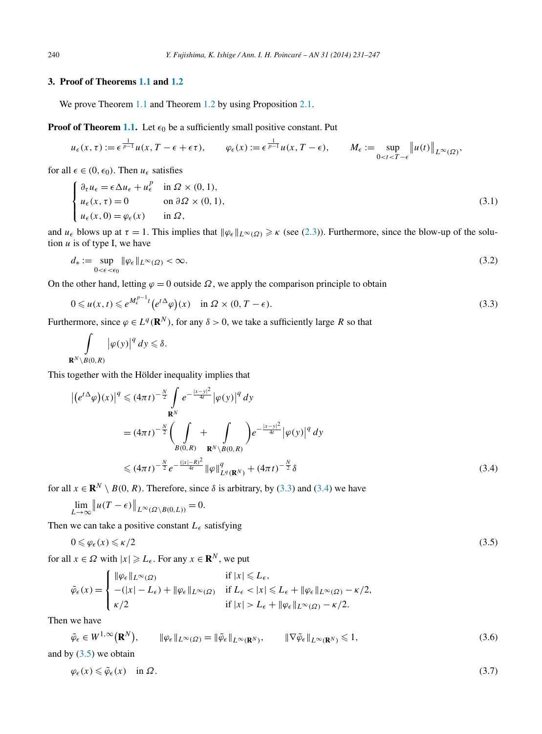## 3. Proof of Theorems 1.1 and 1.2

We prove Theorem 1.1 and Theorem 1.2 by using Proposition 2.1.

**Proof of Theorem 1.1.** Let $\epsilon_0$ be a sufficiently small positive constant. Put

$$u_\epsilon(x,\tau) := \epsilon^{\frac{1}{p-1}} u(x, T-\epsilon+\epsilon\tau), \qquad \varphi_\epsilon(x) := \epsilon^{\frac{1}{p-1}} u(x, T-\epsilon), \qquad M_\epsilon := \sup_{0<t<T-\epsilon} \big\|u(t)\big\|_{L^\infty(\Omega)},$$

for all $\epsilon \in (0,\epsilon_0)$. Then $u_\epsilon$ satisfies

$$\begin{cases} \partial_\tau u_\epsilon = \epsilon \Delta u_\epsilon + u_\epsilon^p & \text{in } \Omega \times (0,1), \\ u_\epsilon(x,\tau) = 0 & \text{on } \partial\Omega \times (0,1), \\ u_\epsilon(x,0) = \varphi_\epsilon(x) & \text{in } \Omega, \end{cases} \tag{3.1}$$

and $u_\epsilon$ blows up at $\tau = 1$. This implies that $\|\varphi_\epsilon\|_{L^\infty(\Omega)} \geqslant \kappa$ (see (2.3)). Furthermore, since the blow-up of the solution $u$ is of type I, we have

$$d_* := \sup_{0<\epsilon<\epsilon_0} \|\varphi_\epsilon\|_{L^\infty(\Omega)} < \infty. \tag{3.2}$$

On the other hand, letting $\varphi = 0$ outside $\Omega$, we apply the comparison principle to obtain

$$0 \leqslant u(x,t) \leqslant e^{M_\epsilon^{p-1} t}\big(e^{t\Delta}\varphi\big)(x) \quad \text{in } \Omega \times (0, T-\epsilon). \tag{3.3}$$

Furthermore, since $\varphi \in L^q(\mathbf{R}^N)$, for any $\delta > 0$, we take a sufficiently large $R$ so that

$$\int_{\mathbf{R}^N \setminus B(0,R)} \big|\varphi(y)\big|^q \, dy \leqslant \delta.$$

This together with the Hölder inequality implies that

$$\begin{aligned} \big|\big(e^{t\Delta}\varphi\big)(x)\big|^q &\leqslant (4\pi t)^{-\frac{N}{2}} \int_{\mathbf{R}^N} e^{-\frac{|x-y|^2}{4t}} \big|\varphi(y)\big|^q \, dy \\ &= (4\pi t)^{-\frac{N}{2}} \bigg( \int_{B(0,R)} + \int_{\mathbf{R}^N \setminus B(0,R)} \bigg) e^{-\frac{|x-y|^2}{4t}} \big|\varphi(y)\big|^q \, dy \\ &\leqslant (4\pi t)^{-\frac{N}{2}} e^{-\frac{(|x|-R)^2}{4t}} \|\varphi\|_{L^q(\mathbf{R}^N)}^q + (4\pi t)^{-\frac{N}{2}} \delta \end{aligned} \tag{3.4}$$

for all $x \in \mathbf{R}^N \setminus B(0,R)$. Therefore, since $\delta$ is arbitrary, by (3.3) and (3.4) we have

$$\lim_{L\to\infty} \big\|u(T-\epsilon)\big\|_{L^\infty(\Omega\setminus B(0,L))} = 0.$$

Then we can take a positive constant $L_\epsilon$ satisfying

$$0 \leqslant \varphi_\epsilon(x) \leqslant \kappa/2 \tag{3.5}$$

for all $x \in \Omega$ with $|x| \geqslant L_\epsilon$. For any $x \in \mathbf{R}^N$, we put

$$\tilde{\varphi}_\epsilon(x) = \begin{cases} \|\varphi_\epsilon\|_{L^\infty(\Omega)} & \text{if } |x| \leqslant L_\epsilon, \\ -(|x| - L_\epsilon) + \|\varphi_\epsilon\|_{L^\infty(\Omega)} & \text{if } L_\epsilon < |x| \leqslant L_\epsilon + \|\varphi_\epsilon\|_{L^\infty(\Omega)} - \kappa/2, \\ \kappa/2 & \text{if } |x| > L_\epsilon + \|\varphi_\epsilon\|_{L^\infty(\Omega)} - \kappa/2. \end{cases}$$

Then we have

$$\tilde{\varphi}_\epsilon \in W^{1,\infty}\big(\mathbf{R}^N\big), \qquad \|\varphi_\epsilon\|_{L^\infty(\Omega)} = \|\tilde{\varphi}_\epsilon\|_{L^\infty(\mathbf{R}^N)}, \qquad \|\nabla\tilde{\varphi}_\epsilon\|_{L^\infty(\mathbf{R}^N)} \leqslant 1, \tag{3.6}$$

and by (3.5) we obtain

$$\varphi_\epsilon(x) \leqslant \tilde{\varphi}_\epsilon(x) \quad \text{in } \Omega. \tag{3.7}$$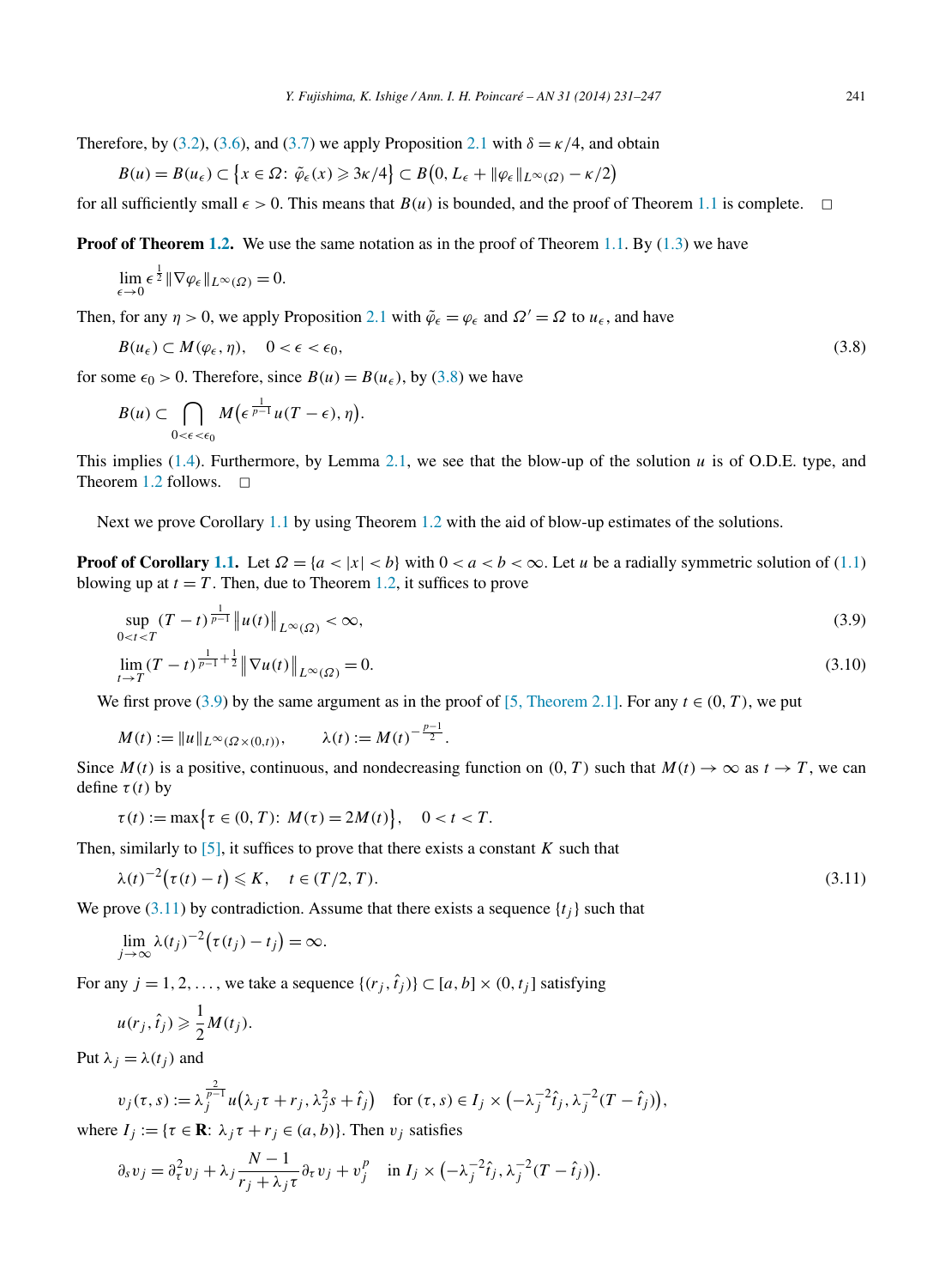Therefore, by (3.2), (3.6), and (3.7) we apply Proposition 2.1 with $\delta = \kappa/4$, and obtain

$$B(u) = B(u_\epsilon) \subset \{x \in \Omega: \tilde{\varphi}_\epsilon(x) \geqslant 3\kappa/4\} \subset B(0, L_\epsilon + \|\varphi_\epsilon\|_{L^\infty(\Omega)} - \kappa/2)$$

for all sufficiently small $\epsilon > 0$. This means that $B(u)$ is bounded, and the proof of Theorem 1.1 is complete. $\square$

**Proof of Theorem 1.2.** We use the same notation as in the proof of Theorem 1.1. By (1.3) we have

$$\lim_{\epsilon \to 0} \epsilon^{\frac{1}{2}} \|\nabla \varphi_\epsilon\|_{L^\infty(\Omega)} = 0.$$

Then, for any $\eta > 0$, we apply Proposition 2.1 with $\tilde{\varphi}_\epsilon = \varphi_\epsilon$ and $\Omega' = \Omega$ to $u_\epsilon$, and have

$$B(u_\epsilon) \subset M(\varphi_\epsilon, \eta), \quad 0 < \epsilon < \epsilon_0, \tag{3.8}$$

for some $\epsilon_0 > 0$. Therefore, since $B(u) = B(u_\epsilon)$, by (3.8) we have

$$B(u) \subset \bigcap_{0<\epsilon<\epsilon_0} M\big(\epsilon^{\frac{1}{p-1}} u(T-\epsilon), \eta\big).$$

This implies (1.4). Furthermore, by Lemma 2.1, we see that the blow-up of the solution $u$ is of O.D.E. type, and Theorem 1.2 follows. $\square$

Next we prove Corollary 1.1 by using Theorem 1.2 with the aid of blow-up estimates of the solutions.

**Proof of Corollary 1.1.** Let $\Omega = \{a < |x| < b\}$ with $0 < a < b < \infty$. Let $u$ be a radially symmetric solution of (1.1) blowing up at $t = T$. Then, due to Theorem 1.2, it suffices to prove

$$\sup_{0<t<T} (T-t)^{\frac{1}{p-1}} \big\|u(t)\big\|_{L^\infty(\Omega)} < \infty, \tag{3.9}$$

$$\lim_{t \to T} (T-t)^{\frac{1}{p-1}+\frac{1}{2}} \big\|\nabla u(t)\big\|_{L^\infty(\Omega)} = 0. \tag{3.10}$$

We first prove (3.9) by the same argument as in the proof of [5, Theorem 2.1]. For any $t \in (0,T)$, we put

$$M(t) := \|u\|_{L^\infty(\Omega \times (0,t))}, \qquad \lambda(t) := M(t)^{-\frac{p-1}{2}}.$$

Since $M(t)$ is a positive, continuous, and nondecreasing function on $(0,T)$ such that $M(t) \to \infty$ as $t \to T$, we can define $\tau(t)$ by

$$\tau(t) := \max\{\tau \in (0,T): M(\tau) = 2M(t)\}, \quad 0 < t < T.$$

Then, similarly to [5], it suffices to prove that there exists a constant $K$ such that

$$\lambda(t)^{-2}\big(\tau(t) - t\big) \leqslant K, \quad t \in (T/2, T). \tag{3.11}$$

We prove (3.11) by contradiction. Assume that there exists a sequence $\{t_j\}$ such that

$$\lim_{j \to \infty} \lambda(t_j)^{-2}\big(\tau(t_j) - t_j\big) = \infty.$$

For any $j = 1, 2, \ldots$, we take a sequence $\{(r_j, \hat{t}_j)\} \subset [a,b] \times (0, t_j]$ satisfying

$$u(r_j, \hat{t}_j) \geqslant \frac{1}{2} M(t_j).$$

Put $\lambda_j = \lambda(t_j)$ and

$$v_j(\tau, s) := \lambda_j^{\frac{2}{p-1}} u\big(\lambda_j \tau + r_j, \lambda_j^2 s + \hat{t}_j\big) \quad \text{for } (\tau, s) \in I_j \times \big(-\lambda_j^{-2}\hat{t}_j, \lambda_j^{-2}(T - \hat{t}_j)\big),$$

where $I_j := \{\tau \in \mathbf{R}: \lambda_j \tau + r_j \in (a,b)\}$. Then $v_j$ satisfies

$$\partial_s v_j = \partial_\tau^2 v_j + \lambda_j \frac{N-1}{r_j + \lambda_j \tau} \partial_\tau v_j + v_j^p \quad \text{in } I_j \times \big(-\lambda_j^{-2}\hat{t}_j, \lambda_j^{-2}(T - \hat{t}_j)\big).$$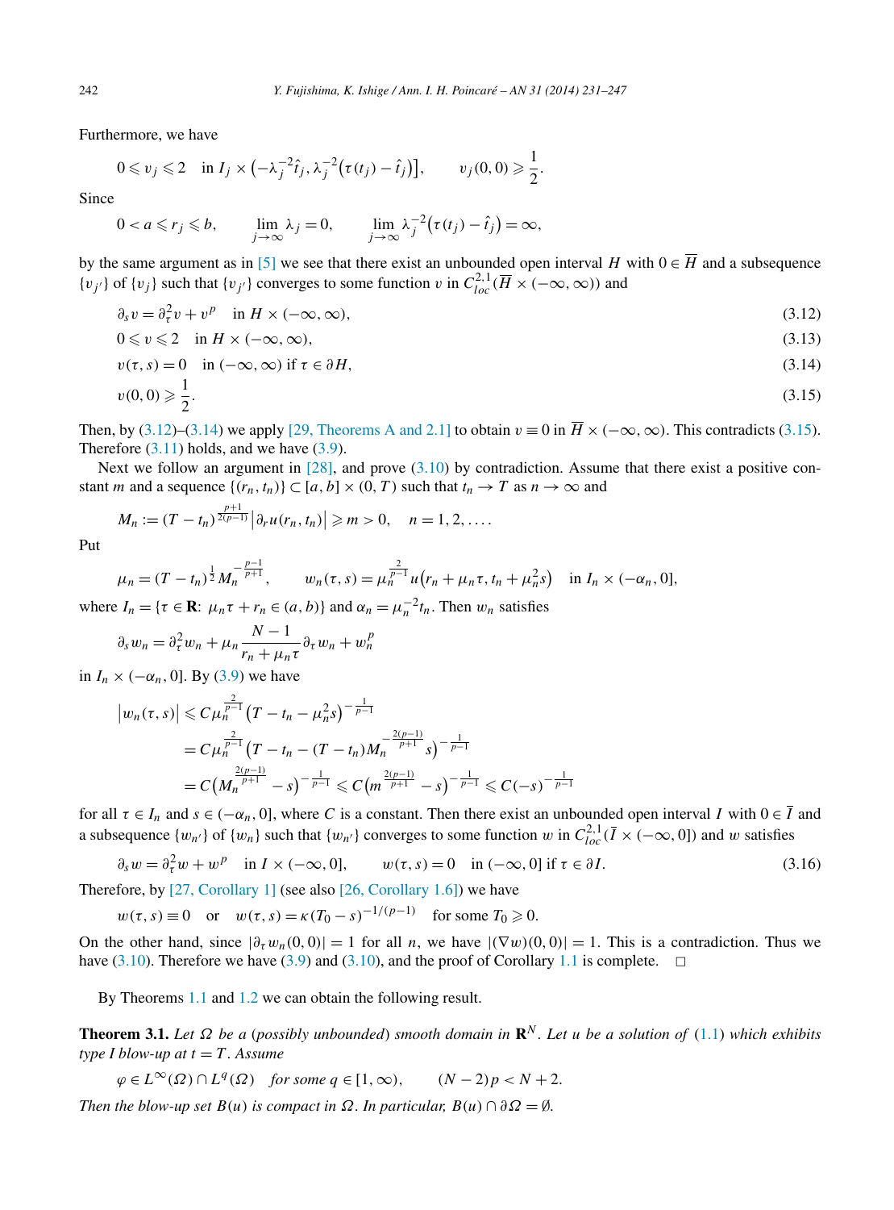Furthermore, we have

$$0 \leqslant v_j \leqslant 2 \quad \text{in } I_j \times \left(-\lambda_j^{-2}\hat{t}_j, \lambda_j^{-2}\big(\tau(t_j) - \hat{t}_j\big)\right], \qquad v_j(0,0) \geqslant \frac{1}{2}.$$

Since

$$0 < a \leqslant r_j \leqslant b, \qquad \lim_{j\to\infty} \lambda_j = 0, \qquad \lim_{j\to\infty} \lambda_j^{-2}\big(\tau(t_j) - \hat{t}_j\big) = \infty,$$

by the same argument as in [5] we see that there exist an unbounded open interval $H$ with $0 \in \overline{H}$ and a subsequence $\{v_{j'}\}$ of $\{v_j\}$ such that $\{v_{j'}\}$ converges to some function $v$ in $C^{2,1}_{loc}(\overline{H} \times (-\infty, \infty))$ and

$$\partial_s v = \partial_\tau^2 v + v^p \quad \text{in } H \times (-\infty, \infty), \tag{3.12}$$

$$0 \leqslant v \leqslant 2 \quad \text{in } H \times (-\infty, \infty), \tag{3.13}$$

$$v(\tau, s) = 0 \quad \text{in } (-\infty, \infty) \text{ if } \tau \in \partial H, \tag{3.14}$$

$$v(0,0) \geqslant \frac{1}{2}. \tag{3.15}$$

Then, by (3.12)–(3.14) we apply [29, Theorems A and 2.1] to obtain $v \equiv 0$ in $\overline{H} \times (-\infty, \infty)$. This contradicts (3.15). Therefore (3.11) holds, and we have (3.9).

Next we follow an argument in [28], and prove (3.10) by contradiction. Assume that there exist a positive constant $m$ and a sequence $\{(r_n, t_n)\} \subset [a, b] \times (0, T)$ such that $t_n \to T$ as $n \to \infty$ and

$$M_n := (T - t_n)^{\frac{p+1}{2(p-1)}} \left|\partial_r u(r_n, t_n)\right| \geqslant m > 0, \quad n = 1, 2, \ldots.$$

Put

$$\mu_n = (T - t_n)^{\frac{1}{2}} M_n^{-\frac{p-1}{p+1}}, \qquad w_n(\tau, s) = \mu_n^{\frac{2}{p-1}} u\big(r_n + \mu_n \tau, t_n + \mu_n^2 s\big) \quad \text{in } I_n \times (-\alpha_n, 0],$$

where $I_n = \{\tau \in \mathbf{R}\colon \mu_n \tau + r_n \in (a, b)\}$ and $\alpha_n = \mu_n^{-2} t_n$. Then $w_n$ satisfies

$$\partial_s w_n = \partial_\tau^2 w_n + \mu_n \frac{N-1}{r_n + \mu_n \tau} \partial_\tau w_n + w_n^p$$

in $I_n \times (-\alpha_n, 0]$. By (3.9) we have

$$\begin{aligned}
\left|w_n(\tau, s)\right| &\leqslant C \mu_n^{\frac{2}{p-1}} \big(T - t_n - \mu_n^2 s\big)^{-\frac{1}{p-1}} \\
&= C \mu_n^{\frac{2}{p-1}} \big(T - t_n - (T - t_n) M_n^{-\frac{2(p-1)}{p+1}} s\big)^{-\frac{1}{p-1}} \\
&= C \big(M_n^{\frac{2(p-1)}{p+1}} - s\big)^{-\frac{1}{p-1}} \leqslant C \big(m^{\frac{2(p-1)}{p+1}} - s\big)^{-\frac{1}{p-1}} \leqslant C(-s)^{-\frac{1}{p-1}}
\end{aligned}$$

for all $\tau \in I_n$ and $s \in (-\alpha_n, 0]$, where $C$ is a constant. Then there exist an unbounded open interval $I$ with $0 \in \overline{I}$ and a subsequence $\{w_{n'}\}$ of $\{w_n\}$ such that $\{w_{n'}\}$ converges to some function $w$ in $C^{2,1}_{loc}(\overline{I} \times (-\infty, 0])$ and $w$ satisfies

$$\partial_s w = \partial_\tau^2 w + w^p \quad \text{in } I \times (-\infty, 0], \qquad w(\tau, s) = 0 \quad \text{in } (-\infty, 0] \text{ if } \tau \in \partial I. \tag{3.16}$$

Therefore, by [27, Corollary 1] (see also [26, Corollary 1.6]) we have

$$w(\tau, s) \equiv 0 \quad \text{or} \quad w(\tau, s) = \kappa(T_0 - s)^{-1/(p-1)} \quad \text{for some } T_0 \geqslant 0.$$

On the other hand, since $|\partial_\tau w_n(0,0)| = 1$ for all $n$, we have $|(\nabla w)(0,0)| = 1$. This is a contradiction. Thus we have (3.10). Therefore we have (3.9) and (3.10), and the proof of Corollary 1.1 is complete. $\square$

By Theorems 1.1 and 1.2 we can obtain the following result.

**Theorem 3.1.** *Let $\Omega$ be a (possibly unbounded) smooth domain in $\mathbf{R}^N$. Let $u$ be a solution of (1.1) which exhibits type I blow-up at $t = T$. Assume*

$$\varphi \in L^\infty(\Omega) \cap L^q(\Omega) \quad \text{for some } q \in [1, \infty), \qquad (N-2)p < N + 2.$$

*Then the blow-up set $B(u)$ is compact in $\Omega$. In particular, $B(u) \cap \partial\Omega = \emptyset$.*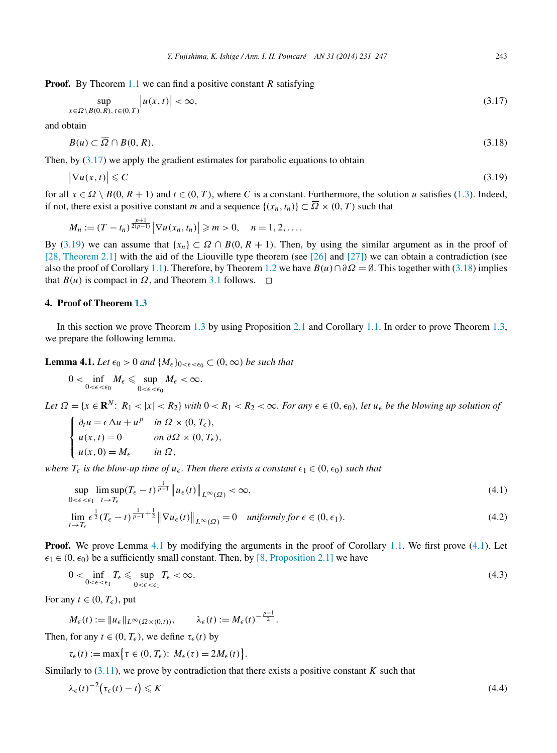**Proof.** By Theorem 1.1 we can find a positive constant $R$ satisfying

$$\sup_{x\in\Omega\setminus B(0,R),\, t\in(0,T)} \left|u(x,t)\right| < \infty, \tag{3.17}$$

and obtain

$$B(u) \subset \overline{\Omega} \cap B(0,R). \tag{3.18}$$

Then, by (3.17) we apply the gradient estimates for parabolic equations to obtain

$$\left|\nabla u(x,t)\right| \leqslant C \tag{3.19}$$

for all $x \in \Omega \setminus B(0,R+1)$ and $t \in (0,T)$, where $C$ is a constant. Furthermore, the solution $u$ satisfies (1.3). Indeed, if not, there exist a positive constant $m$ and a sequence $\{(x_n,t_n)\} \subset \overline{\Omega} \times (0,T)$ such that

$$M_n := (T-t_n)^{\frac{p+1}{2(p-1)}}\left|\nabla u(x_n,t_n)\right| \geqslant m > 0, \quad n = 1,2,\ldots.$$

By (3.19) we can assume that $\{x_n\} \subset \Omega \cap B(0,R+1)$. Then, by using the similar argument as in the proof of [28, Theorem 2.1] with the aid of the Liouville type theorem (see [26] and [27]) we can obtain a contradiction (see also the proof of Corollary 1.1). Therefore, by Theorem 1.2 we have $B(u) \cap \partial\Omega = \emptyset$. This together with (3.18) implies that $B(u)$ is compact in $\Omega$, and Theorem 3.1 follows. $\square$

## 4. Proof of Theorem 1.3

In this section we prove Theorem 1.3 by using Proposition 2.1 and Corollary 1.1. In order to prove Theorem 1.3, we prepare the following lemma.

**Lemma 4.1.** *Let $\epsilon_0 > 0$ and $\{M_\epsilon\}_{0<\epsilon<\epsilon_0} \subset (0,\infty)$ be such that*

$$0 < \inf_{0<\epsilon<\epsilon_0} M_\epsilon \leqslant \sup_{0<\epsilon<\epsilon_0} M_\epsilon < \infty.$$

*Let $\Omega = \{x \in \mathbf{R}^N\colon\ R_1 < |x| < R_2\}$ with $0 < R_1 < R_2 < \infty$. For any $\epsilon \in (0,\epsilon_0)$, let $u_\epsilon$ be the blowing up solution of*

$$\begin{cases} \partial_t u = \epsilon\Delta u + u^p & \text{in } \Omega \times (0,T_\epsilon), \\ u(x,t) = 0 & \text{on } \partial\Omega \times (0,T_\epsilon), \\ u(x,0) = M_\epsilon & \text{in } \Omega, \end{cases}$$

*where $T_\epsilon$ is the blow-up time of $u_\epsilon$. Then there exists a constant $\epsilon_1 \in (0,\epsilon_0)$ such that*

$$\sup_{0<\epsilon<\epsilon_1} \limsup_{t\to T_\epsilon} (T_\epsilon - t)^{\frac{1}{p-1}}\left\|u_\epsilon(t)\right\|_{L^\infty(\Omega)} < \infty, \tag{4.1}$$

$$\lim_{t\to T_\epsilon} \epsilon^{\frac{1}{2}}(T_\epsilon - t)^{\frac{1}{p-1}+\frac{1}{2}}\left\|\nabla u_\epsilon(t)\right\|_{L^\infty(\Omega)} = 0 \quad \textit{uniformly for } \epsilon \in (0,\epsilon_1). \tag{4.2}$$

**Proof.** We prove Lemma 4.1 by modifying the arguments in the proof of Corollary 1.1. We first prove (4.1). Let $\epsilon_1 \in (0,\epsilon_0)$ be a sufficiently small constant. Then, by [8, Proposition 2.1] we have

$$0 < \inf_{0<\epsilon<\epsilon_1} T_\epsilon \leqslant \sup_{0<\epsilon<\epsilon_1} T_\epsilon < \infty. \tag{4.3}$$

For any $t \in (0,T_\epsilon)$, put

$$M_\epsilon(t) := \|u_\epsilon\|_{L^\infty(\Omega\times(0,t))}, \qquad \lambda_\epsilon(t) := M_\epsilon(t)^{-\frac{p-1}{2}}.$$

Then, for any $t \in (0,T_\epsilon)$, we define $\tau_\epsilon(t)$ by

$$\tau_\epsilon(t) := \max\bigl\{\tau \in (0,T_\epsilon)\colon\ M_\epsilon(\tau) = 2M_\epsilon(t)\bigr\}.$$

Similarly to (3.11), we prove by contradiction that there exists a positive constant $K$ such that

$$\lambda_\epsilon(t)^{-2}\bigl(\tau_\epsilon(t) - t\bigr) \leqslant K \tag{4.4}$$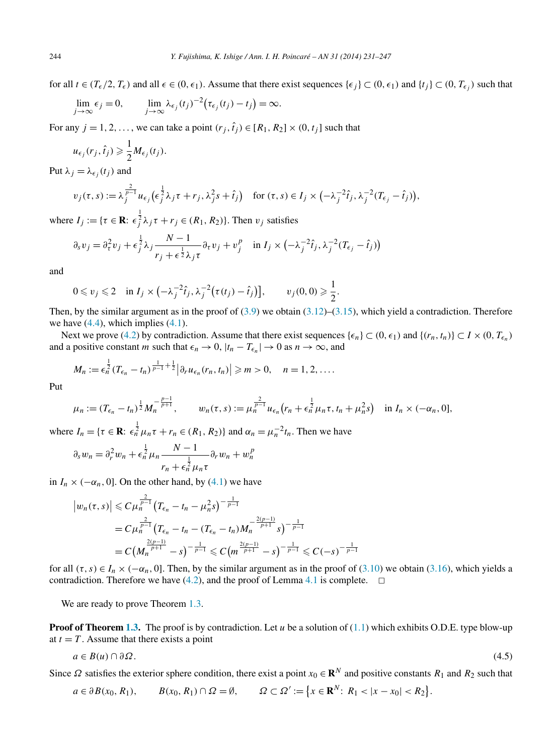for all $t \in (T_\epsilon/2, T_\epsilon)$ and all $\epsilon \in (0, \epsilon_1)$. Assume that there exist sequences $\{\epsilon_j\} \subset (0, \epsilon_1)$ and $\{t_j\} \subset (0, T_{\epsilon_j})$ such that

$$\lim_{j\to\infty} \epsilon_j = 0, \qquad \lim_{j\to\infty} \lambda_{\epsilon_j}(t_j)^{-2}\big(\tau_{\epsilon_j}(t_j) - t_j\big) = \infty.$$

For any $j = 1, 2, \ldots$, we can take a point $(r_j, \hat{t}_j) \in [R_1, R_2] \times (0, t_j]$ such that

$$u_{\epsilon_j}(r_j, \hat{t}_j) \geqslant \frac{1}{2} M_{\epsilon_j}(t_j).$$

Put $\lambda_j = \lambda_{\epsilon_j}(t_j)$ and

$$v_j(\tau, s) := \lambda_j^{\frac{2}{p-1}} u_{\epsilon_j}\big(\epsilon_j^{\frac{1}{2}} \lambda_j \tau + r_j, \lambda_j^2 s + \hat{t}_j\big) \quad \text{for } (\tau, s) \in I_j \times \big(-\lambda_j^{-2}\hat{t}_j, \lambda_j^{-2}(T_{\epsilon_j} - \hat{t}_j)\big),$$

where $I_j := \{\tau \in \mathbf{R}:\ \epsilon_j^{\frac{1}{2}} \lambda_j \tau + r_j \in (R_1, R_2)\}$. Then $v_j$ satisfies

$$\partial_s v_j = \partial_\tau^2 v_j + \epsilon_j^{\frac{1}{2}} \lambda_j \frac{N-1}{r_j + \epsilon^{\frac{1}{2}} \lambda_j \tau} \partial_\tau v_j + v_j^p \quad \text{in } I_j \times \big(-\lambda_j^{-2}\hat{t}_j, \lambda_j^{-2}(T_{\epsilon_j} - \hat{t}_j)\big)$$

and

$$0 \leqslant v_j \leqslant 2 \quad \text{in } I_j \times \big(-\lambda_j^{-2}\hat{t}_j, \lambda_j^{-2}\big(\tau(t_j) - \hat{t}_j\big)\big], \qquad v_j(0,0) \geqslant \frac{1}{2}.$$

Then, by the similar argument as in the proof of (3.9) we obtain (3.12)–(3.15), which yield a contradiction. Therefore we have (4.4), which implies (4.1).

Next we prove (4.2) by contradiction. Assume that there exist sequences $\{\epsilon_n\} \subset (0, \epsilon_1)$ and $\{(r_n, t_n)\} \subset I \times (0, T_{\epsilon_n})$ and a positive constant $m$ such that $\epsilon_n \to 0$, $|t_n - T_{\epsilon_n}| \to 0$ as $n \to \infty$, and

$$M_n := \epsilon_n^{\frac{1}{2}} (T_{\epsilon_n} - t_n)^{\frac{1}{p-1} + \frac{1}{2}} \big|\partial_r u_{\epsilon_n}(r_n, t_n)\big| \geqslant m > 0, \quad n = 1, 2, \ldots.$$

Put

$$\mu_n := (T_{\epsilon_n} - t_n)^{\frac{1}{2}} M_n^{-\frac{p-1}{p+1}}, \qquad w_n(\tau, s) := \mu_n^{\frac{2}{p-1}} u_{\epsilon_n}\big(r_n + \epsilon_n^{\frac{1}{2}} \mu_n \tau, t_n + \mu_n^2 s\big) \quad \text{in } I_n \times (-\alpha_n, 0],$$

where $I_n = \{\tau \in \mathbf{R}:\ \epsilon_n^{\frac{1}{2}} \mu_n \tau + r_n \in (R_1, R_2)\}$ and $\alpha_n = \mu_n^{-2} t_n$. Then we have

$$\partial_s w_n = \partial_r^2 w_n + \epsilon_n^{\frac{1}{2}} \mu_n \frac{N-1}{r_n + \epsilon_n^{\frac{1}{2}} \mu_n \tau} \partial_r w_n + w_n^p$$

in $I_n \times (-\alpha_n, 0]$. On the other hand, by (4.1) we have

$$\begin{aligned}
\big|w_n(\tau, s)\big| &\leqslant C \mu_n^{\frac{2}{p-1}} \big(T_{\epsilon_n} - t_n - \mu_n^2 s\big)^{-\frac{1}{p-1}} \\
&= C \mu_n^{\frac{2}{p-1}} \big(T_{\epsilon_n} - t_n - (T_{\epsilon_n} - t_n) M_n^{-\frac{2(p-1)}{p+1}} s\big)^{-\frac{1}{p-1}} \\
&= C \big(M_n^{\frac{2(p-1)}{p+1}} - s\big)^{-\frac{1}{p-1}} \leqslant C \big(m^{\frac{2(p-1)}{p+1}} - s\big)^{-\frac{1}{p-1}} \leqslant C (-s)^{-\frac{1}{p-1}}
\end{aligned}$$

for all $(\tau, s) \in I_n \times (-\alpha_n, 0]$. Then, by the similar argument as in the proof of (3.10) we obtain (3.16), which yields a contradiction. Therefore we have (4.2), and the proof of Lemma 4.1 is complete. $\square$

We are ready to prove Theorem 1.3.

**Proof of Theorem 1.3.** The proof is by contradiction. Let $u$ be a solution of (1.1) which exhibits O.D.E. type blow-up at $t = T$. Assume that there exists a point

$$a \in B(u) \cap \partial\Omega. \tag{4.5}$$

Since $\Omega$ satisfies the exterior sphere condition, there exist a point $x_0 \in \mathbf{R}^N$ and positive constants $R_1$ and $R_2$ such that

$$a \in \partial B(x_0, R_1), \qquad B(x_0, R_1) \cap \Omega = \emptyset, \qquad \Omega \subset \Omega' := \big\{x \in \mathbf{R}^N:\ R_1 < |x - x_0| < R_2\big\}.$$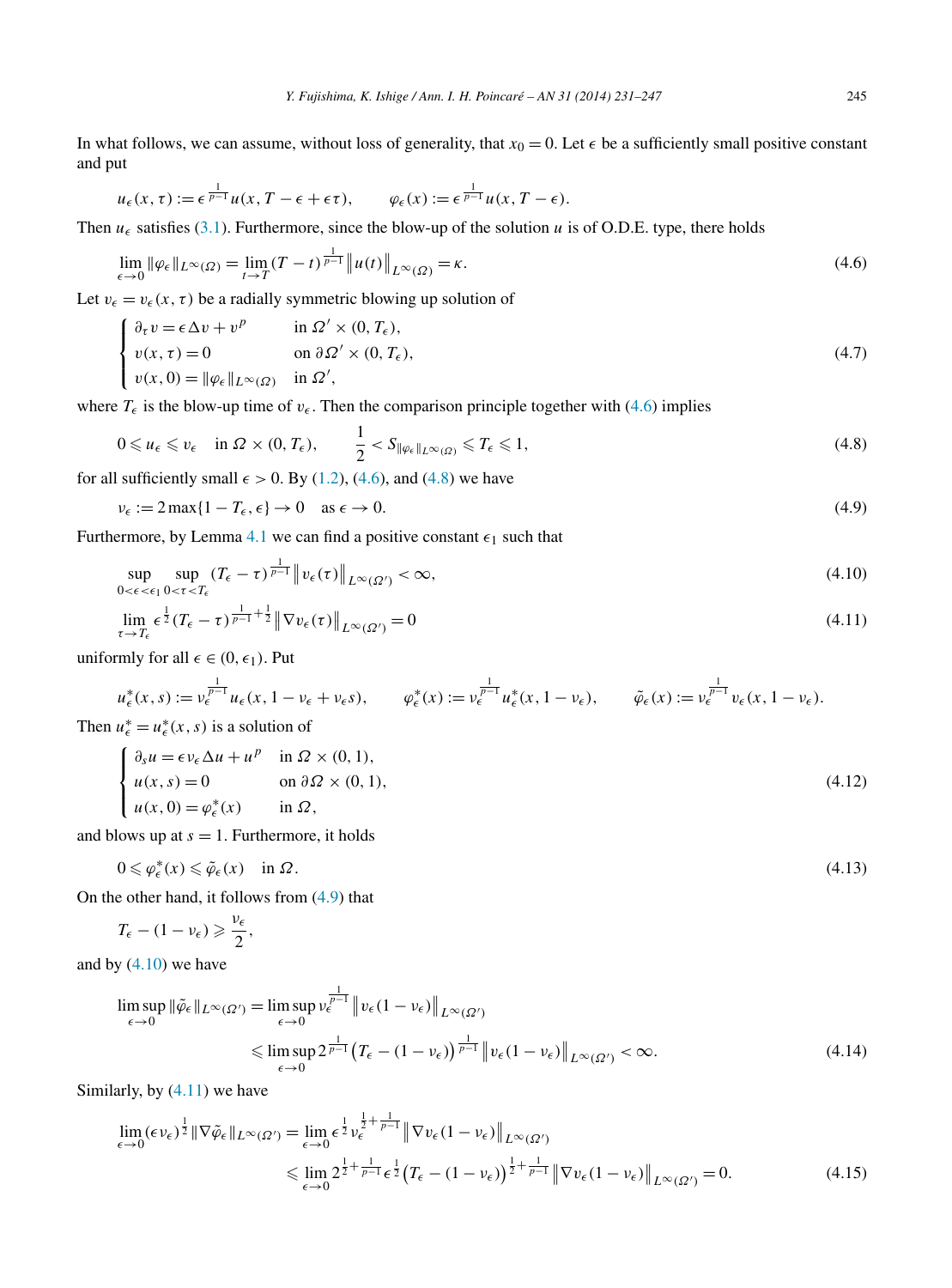In what follows, we can assume, without loss of generality, that $x_0 = 0$. Let $\epsilon$ be a sufficiently small positive constant and put

$$u_\epsilon(x,\tau) := \epsilon^{\frac{1}{p-1}} u(x, T-\epsilon+\epsilon\tau), \qquad \varphi_\epsilon(x) := \epsilon^{\frac{1}{p-1}} u(x, T-\epsilon).$$

Then $u_\epsilon$ satisfies (3.1). Furthermore, since the blow-up of the solution $u$ is of O.D.E. type, there holds

$$\lim_{\epsilon\to 0} \|\varphi_\epsilon\|_{L^\infty(\Omega)} = \lim_{t\to T} (T-t)^{\frac{1}{p-1}} \big\| u(t) \big\|_{L^\infty(\Omega)} = \kappa. \tag{4.6}$$

Let $v_\epsilon = v_\epsilon(x,\tau)$ be a radially symmetric blowing up solution of

$$\begin{cases} \partial_\tau v = \epsilon \Delta v + v^p & \text{in } \Omega' \times (0, T_\epsilon), \\ v(x,\tau) = 0 & \text{on } \partial\Omega' \times (0, T_\epsilon), \\ v(x,0) = \|\varphi_\epsilon\|_{L^\infty(\Omega)} & \text{in } \Omega', \end{cases} \tag{4.7}$$

where $T_\epsilon$ is the blow-up time of $v_\epsilon$. Then the comparison principle together with (4.6) implies

$$0 \leqslant u_\epsilon \leqslant v_\epsilon \quad \text{in } \Omega \times (0, T_\epsilon), \qquad \frac{1}{2} < S_{\|\varphi_\epsilon\|_{L^\infty(\Omega)}} \leqslant T_\epsilon \leqslant 1, \tag{4.8}$$

for all sufficiently small $\epsilon > 0$. By (1.2), (4.6), and (4.8) we have

$$\nu_\epsilon := 2\max\{1 - T_\epsilon, \epsilon\} \to 0 \quad \text{as } \epsilon \to 0. \tag{4.9}$$

Furthermore, by Lemma 4.1 we can find a positive constant $\epsilon_1$ such that

$$\sup_{0<\epsilon<\epsilon_1} \sup_{0<\tau<T_\epsilon} (T_\epsilon - \tau)^{\frac{1}{p-1}} \big\| v_\epsilon(\tau) \big\|_{L^\infty(\Omega')} < \infty, \tag{4.10}$$

$$\lim_{\tau\to T_\epsilon} \epsilon^{\frac{1}{2}} (T_\epsilon - \tau)^{\frac{1}{p-1}+\frac{1}{2}} \big\| \nabla v_\epsilon(\tau) \big\|_{L^\infty(\Omega')} = 0 \tag{4.11}$$

uniformly for all $\epsilon \in (0, \epsilon_1)$. Put

$$u^*_\epsilon(x,s) := \nu_\epsilon^{\frac{1}{p-1}} u_\epsilon(x, 1-\nu_\epsilon+\nu_\epsilon s), \qquad \varphi^*_\epsilon(x) := \nu_\epsilon^{\frac{1}{p-1}} u^*_\epsilon(x, 1-\nu_\epsilon), \qquad \tilde{\varphi}_\epsilon(x) := \nu_\epsilon^{\frac{1}{p-1}} v_\epsilon(x, 1-\nu_\epsilon).$$

Then $u^*_\epsilon = u^*_\epsilon(x,s)$ is a solution of

$$\begin{cases} \partial_s u = \epsilon\nu_\epsilon \Delta u + u^p & \text{in } \Omega \times (0,1), \\ u(x,s) = 0 & \text{on } \partial\Omega \times (0,1), \\ u(x,0) = \varphi^*_\epsilon(x) & \text{in } \Omega, \end{cases} \tag{4.12}$$

and blows up at $s = 1$. Furthermore, it holds

$$0 \leqslant \varphi^*_\epsilon(x) \leqslant \tilde{\varphi}_\epsilon(x) \quad \text{in } \Omega. \tag{4.13}$$

On the other hand, it follows from (4.9) that

$$T_\epsilon - (1-\nu_\epsilon) \geqslant \frac{\nu_\epsilon}{2},$$

and by (4.10) we have

$$\begin{aligned} \limsup_{\epsilon\to 0} \|\tilde{\varphi}_\epsilon\|_{L^\infty(\Omega')} &= \limsup_{\epsilon\to 0} \nu_\epsilon^{\frac{1}{p-1}} \big\| v_\epsilon(1-\nu_\epsilon) \big\|_{L^\infty(\Omega')} \\ &\leqslant \limsup_{\epsilon\to 0} 2^{\frac{1}{p-1}} \big(T_\epsilon - (1-\nu_\epsilon)\big)^{\frac{1}{p-1}} \big\| v_\epsilon(1-\nu_\epsilon) \big\|_{L^\infty(\Omega')} < \infty. \end{aligned} \tag{4.14}$$

Similarly, by (4.11) we have

$$\begin{aligned} \lim_{\epsilon\to 0} (\epsilon\nu_\epsilon)^{\frac{1}{2}} \|\nabla\tilde{\varphi}_\epsilon\|_{L^\infty(\Omega')} &= \lim_{\epsilon\to 0} \epsilon^{\frac{1}{2}} \nu_\epsilon^{\frac{1}{2}+\frac{1}{p-1}} \big\| \nabla v_\epsilon(1-\nu_\epsilon) \big\|_{L^\infty(\Omega')} \\ &\leqslant \lim_{\epsilon\to 0} 2^{\frac{1}{2}+\frac{1}{p-1}} \epsilon^{\frac{1}{2}} \big(T_\epsilon - (1-\nu_\epsilon)\big)^{\frac{1}{2}+\frac{1}{p-1}} \big\| \nabla v_\epsilon(1-\nu_\epsilon) \big\|_{L^\infty(\Omega')} = 0. \end{aligned} \tag{4.15}$$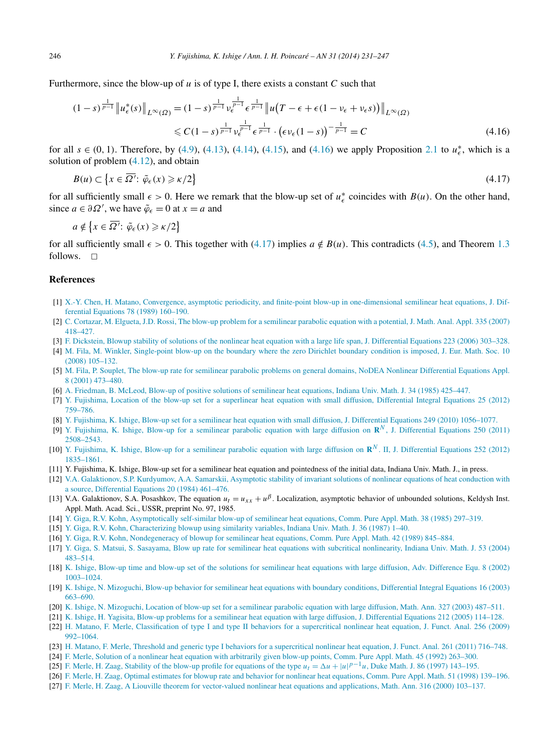Furthermore, since the blow-up of $u$ is of type I, there exists a constant $C$ such that

$$
\begin{aligned}
(1-s)^{\frac{1}{p-1}} \left\| u_\epsilon^*(s) \right\|_{L^\infty(\Omega)} &= (1-s)^{\frac{1}{p-1}} \nu_\epsilon^{\frac{1}{p-1}} \epsilon^{\frac{1}{p-1}} \left\| u\big(T-\epsilon+\epsilon(1-\nu_\epsilon+\nu_\epsilon s)\big) \right\|_{L^\infty(\Omega)} \\
&\leqslant C(1-s)^{\frac{1}{p-1}} \nu_\epsilon^{\frac{1}{p-1}} \epsilon^{\frac{1}{p-1}} \cdot \big(\epsilon \nu_\epsilon (1-s)\big)^{-\frac{1}{p-1}} = C
\end{aligned}
\tag{4.16}
$$

for all $s \in (0,1)$. Therefore, by (4.9), (4.13), (4.14), (4.15), and (4.16) we apply Proposition 2.1 to $u_\epsilon^*$, which is a solution of problem (4.12), and obtain

$$
B(u) \subset \left\{ x \in \overline{\Omega'}:\ \tilde{\varphi}_\epsilon(x) \geqslant \kappa/2 \right\}
\tag{4.17}
$$

for all sufficiently small $\epsilon > 0$. Here we remark that the blow-up set of $u_\epsilon^*$ coincides with $B(u)$. On the other hand, since $a \in \partial\Omega'$, we have $\tilde{\varphi}_\epsilon = 0$ at $x = a$ and

$$
a \notin \left\{ x \in \overline{\Omega'}:\ \tilde{\varphi}_\epsilon(x) \geqslant \kappa/2 \right\}
$$

for all sufficiently small $\epsilon > 0$. This together with (4.17) implies $a \notin B(u)$. This contradicts (4.5), and Theorem 1.3 follows. $\square$

## References

[1] X.-Y. Chen, H. Matano, Convergence, asymptotic periodicity, and finite-point blow-up in one-dimensional semilinear heat equations, J. Differential Equations 78 (1989) 160–190.

[2] C. Cortazar, M. Elgueta, J.D. Rossi, The blow-up problem for a semilinear parabolic equation with a potential, J. Math. Anal. Appl. 335 (2007) 418–427.

[3] F. Dickstein, Blowup stability of solutions of the nonlinear heat equation with a large life span, J. Differential Equations 223 (2006) 303–328.

[4] M. Fila, M. Winkler, Single-point blow-up on the boundary where the zero Dirichlet boundary condition is imposed, J. Eur. Math. Soc. 10 (2008) 105–132.

[5] M. Fila, P. Souplet, The blow-up rate for semilinear parabolic problems on general domains, NoDEA Nonlinear Differential Equations Appl. 8 (2001) 473–480.

[6] A. Friedman, B. McLeod, Blow-up of positive solutions of semilinear heat equations, Indiana Univ. Math. J. 34 (1985) 425–447.

[7] Y. Fujishima, Location of the blow-up set for a superlinear heat equation with small diffusion, Differential Integral Equations 25 (2012) 759–786.

[8] Y. Fujishima, K. Ishige, Blow-up set for a semilinear heat equation with small diffusion, J. Differential Equations 249 (2010) 1056–1077.

[9] Y. Fujishima, K. Ishige, Blow-up for a semilinear parabolic equation with large diffusion on $\mathbf{R}^N$, J. Differential Equations 250 (2011) 2508–2543.

[10] Y. Fujishima, K. Ishige, Blow-up for a semilinear parabolic equation with large diffusion on $\mathbf{R}^N$. II, J. Differential Equations 252 (2012) 1835–1861.

[11] Y. Fujishima, K. Ishige, Blow-up set for a semilinear heat equation and pointedness of the initial data, Indiana Univ. Math. J., in press.

[12] V.A. Galaktionov, S.P. Kurdyumov, A.A. Samarskii, Asymptotic stability of invariant solutions of nonlinear equations of heat conduction with a source, Differential Equations 20 (1984) 461–476.

[13] V.A. Galaktionov, S.A. Posashkov, The equation $u_t = u_{xx} + u^\beta$. Localization, asymptotic behavior of unbounded solutions, Keldysh Inst. Appl. Math. Acad. Sci., USSR, preprint No. 97, 1985.

[14] Y. Giga, R.V. Kohn, Asymptotically self-similar blow-up of semilinear heat equations, Comm. Pure Appl. Math. 38 (1985) 297–319.

[15] Y. Giga, R.V. Kohn, Characterizing blowup using similarity variables, Indiana Univ. Math. J. 36 (1987) 1–40.

[16] Y. Giga, R.V. Kohn, Nondegeneracy of blowup for semilinear heat equations, Comm. Pure Appl. Math. 42 (1989) 845–884.

[17] Y. Giga, S. Matsui, S. Sasayama, Blow up rate for semilinear heat equations with subcritical nonlinearity, Indiana Univ. Math. J. 53 (2004) 483–514.

[18] K. Ishige, Blow-up time and blow-up set of the solutions for semilinear heat equations with large diffusion, Adv. Difference Equ. 8 (2002) 1003–1024.

[19] K. Ishige, N. Mizoguchi, Blow-up behavior for semilinear heat equations with boundary conditions, Differential Integral Equations 16 (2003) 663–690.

[20] K. Ishige, N. Mizoguchi, Location of blow-up set for a semilinear parabolic equation with large diffusion, Math. Ann. 327 (2003) 487–511.

[21] K. Ishige, H. Yagisita, Blow-up problems for a semilinear heat equation with large diffusion, J. Differential Equations 212 (2005) 114–128.

[22] H. Matano, F. Merle, Classification of type I and type II behaviors for a supercritical nonlinear heat equation, J. Funct. Anal. 256 (2009) 992–1064.

[23] H. Matano, F. Merle, Threshold and generic type I behaviors for a supercritical nonlinear heat equation, J. Funct. Anal. 261 (2011) 716–748.

[24] F. Merle, Solution of a nonlinear heat equation with arbitrarily given blow-up points, Comm. Pure Appl. Math. 45 (1992) 263–300.

[25] F. Merle, H. Zaag, Stability of the blow-up profile for equations of the type $u_t = \Delta u + |u|^{p-1}u$, Duke Math. J. 86 (1997) 143–195.

[26] F. Merle, H. Zaag, Optimal estimates for blowup rate and behavior for nonlinear heat equations, Comm. Pure Appl. Math. 51 (1998) 139–196.

[27] F. Merle, H. Zaag, A Liouville theorem for vector-valued nonlinear heat equations and applications, Math. Ann. 316 (2000) 103–137.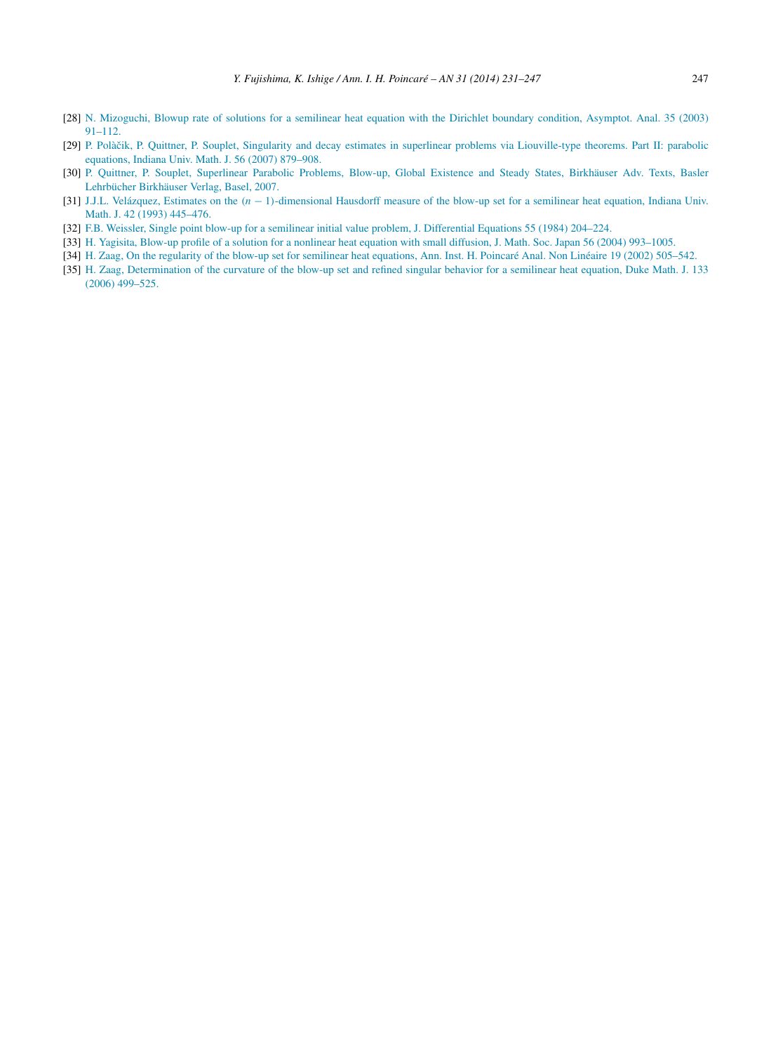[28] N. Mizoguchi, Blowup rate of solutions for a semilinear heat equation with the Dirichlet boundary condition, Asymptot. Anal. 35 (2003) 91–112.

[29] P. Polàčik, P. Quittner, P. Souplet, Singularity and decay estimates in superlinear problems via Liouville-type theorems. Part II: parabolic equations, Indiana Univ. Math. J. 56 (2007) 879–908.

[30] P. Quittner, P. Souplet, Superlinear Parabolic Problems, Blow-up, Global Existence and Steady States, Birkhäuser Adv. Texts, Basler Lehrbücher Birkhäuser Verlag, Basel, 2007.

[31] J.J.L. Velázquez, Estimates on the $(n-1)$-dimensional Hausdorff measure of the blow-up set for a semilinear heat equation, Indiana Univ. Math. J. 42 (1993) 445–476.

[32] F.B. Weissler, Single point blow-up for a semilinear initial value problem, J. Differential Equations 55 (1984) 204–224.

[33] H. Yagisita, Blow-up profile of a solution for a nonlinear heat equation with small diffusion, J. Math. Soc. Japan 56 (2004) 993–1005.

[34] H. Zaag, On the regularity of the blow-up set for semilinear heat equations, Ann. Inst. H. Poincaré Anal. Non Linéaire 19 (2002) 505–542.

[35] H. Zaag, Determination of the curvature of the blow-up set and refined singular behavior for a semilinear heat equation, Duke Math. J. 133 (2006) 499–525.